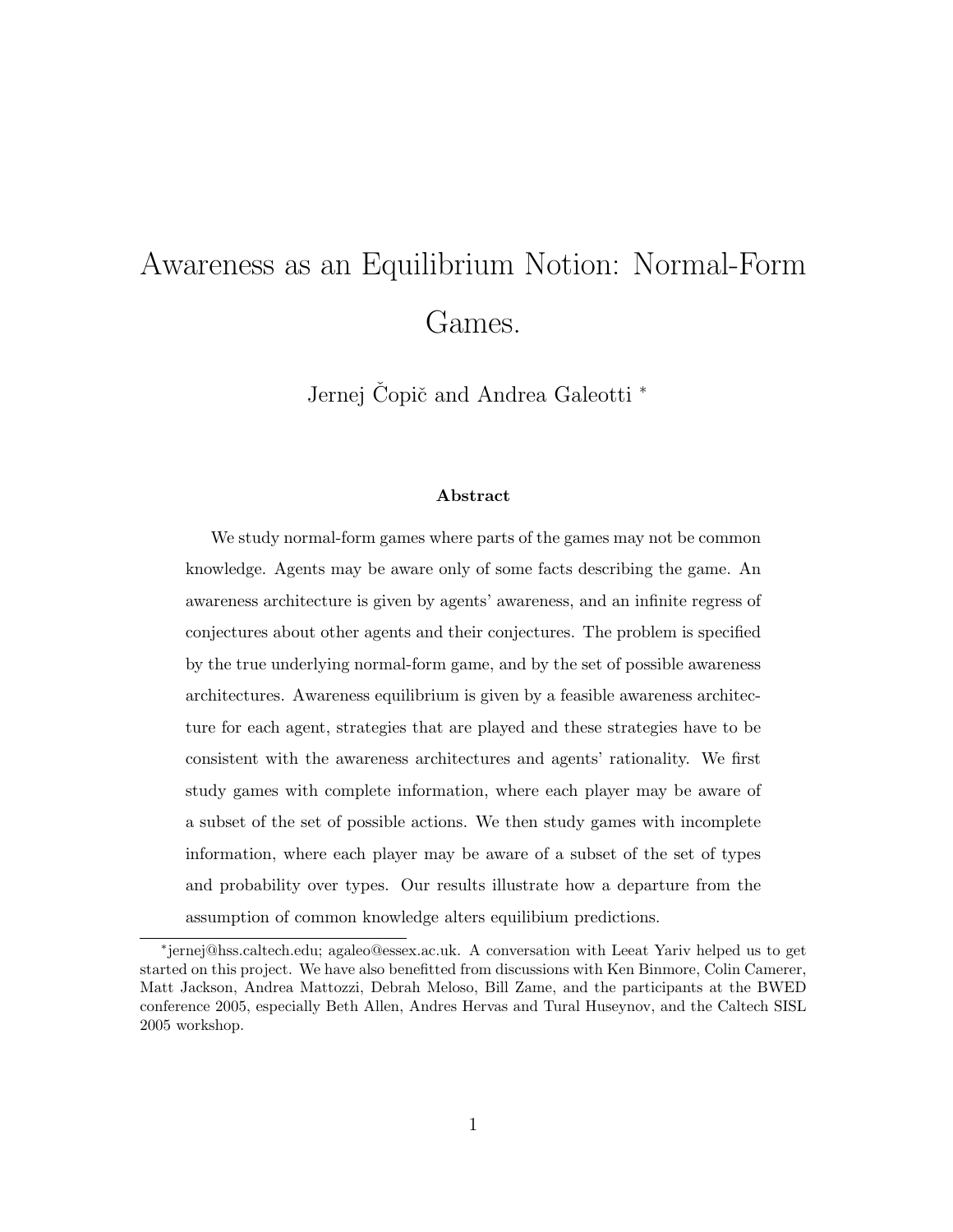# Awareness as an Equilibrium Notion: Normal-Form Games.

Jernej Čopič and Andrea Galeotti [*]

### Abstract

We study normal-form games where parts of the games may not be common knowledge. Agents may be aware only of some facts describing the game. An awareness architecture is given by agents' awareness, and an infinite regress of conjectures about other agents and their conjectures. The problem is specified by the true underlying normal-form game, and by the set of possible awareness architectures. Awareness equilibrium is given by a feasible awareness architecture for each agent, strategies that are played and these strategies have to be consistent with the awareness architectures and agents' rationality. We first study games with complete information, where each player may be aware of a subset of the set of possible actions. We then study games with incomplete information, where each player may be aware of a subset of the set of types and probability over types. Our results illustrate how a departure from the assumption of common knowledge alters equilibrium predictions.

---

[*] jernej@hss.caltech.edu; agaleo@essex.ac.uk. A conversation with Leeat Yariv helped us to get started on this project. We have also benefitted from discussions with Ken Binmore, Colin Camerer, Matt Jackson, Andrea Mattozzi, Debrah Meloso, Bill Zame, and the participants at the BWED conference 2005, especially Beth Allen, Andres Hervas and Tural Huseynov, and the Caltech SISL 2005 workshop.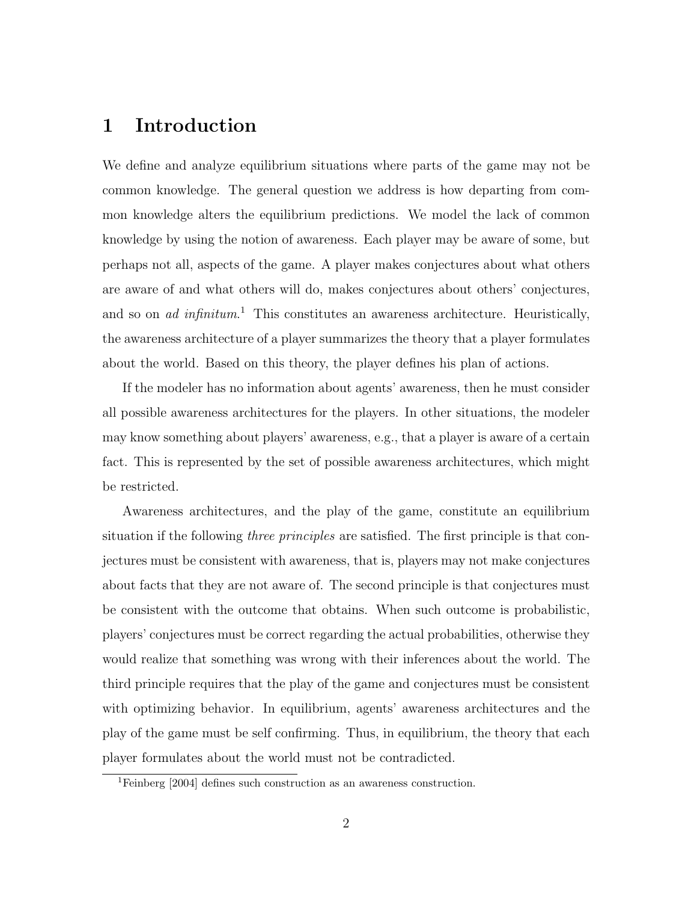# 1 Introduction

We define and analyze equilibrium situations where parts of the game may not be common knowledge. The general question we address is how departing from common knowledge alters the equilibrium predictions. We model the lack of common knowledge by using the notion of awareness. Each player may be aware of some, but perhaps not all, aspects of the game. A player makes conjectures about what others are aware of and what others will do, makes conjectures about others' conjectures, and so on *ad infinitum*.[1] This constitutes an awareness architecture. Heuristically, the awareness architecture of a player summarizes the theory that a player formulates about the world. Based on this theory, the player defines his plan of actions.

If the modeler has no information about agents' awareness, then he must consider all possible awareness architectures for the players. In other situations, the modeler may know something about players' awareness, e.g., that a player is aware of a certain fact. This is represented by the set of possible awareness architectures, which might be restricted.

Awareness architectures, and the play of the game, constitute an equilibrium situation if the following *three principles* are satisfied. The first principle is that conjectures must be consistent with awareness, that is, players may not make conjectures about facts that they are not aware of. The second principle is that conjectures must be consistent with the outcome that obtains. When such outcome is probabilistic, players' conjectures must be correct regarding the actual probabilities, otherwise they would realize that something was wrong with their inferences about the world. The third principle requires that the play of the game and conjectures must be consistent with optimizing behavior. In equilibrium, agents' awareness architectures and the play of the game must be self confirming. Thus, in equilibrium, the theory that each player formulates about the world must not be contradicted.

[1] Feinberg [2004] defines such construction as an awareness construction.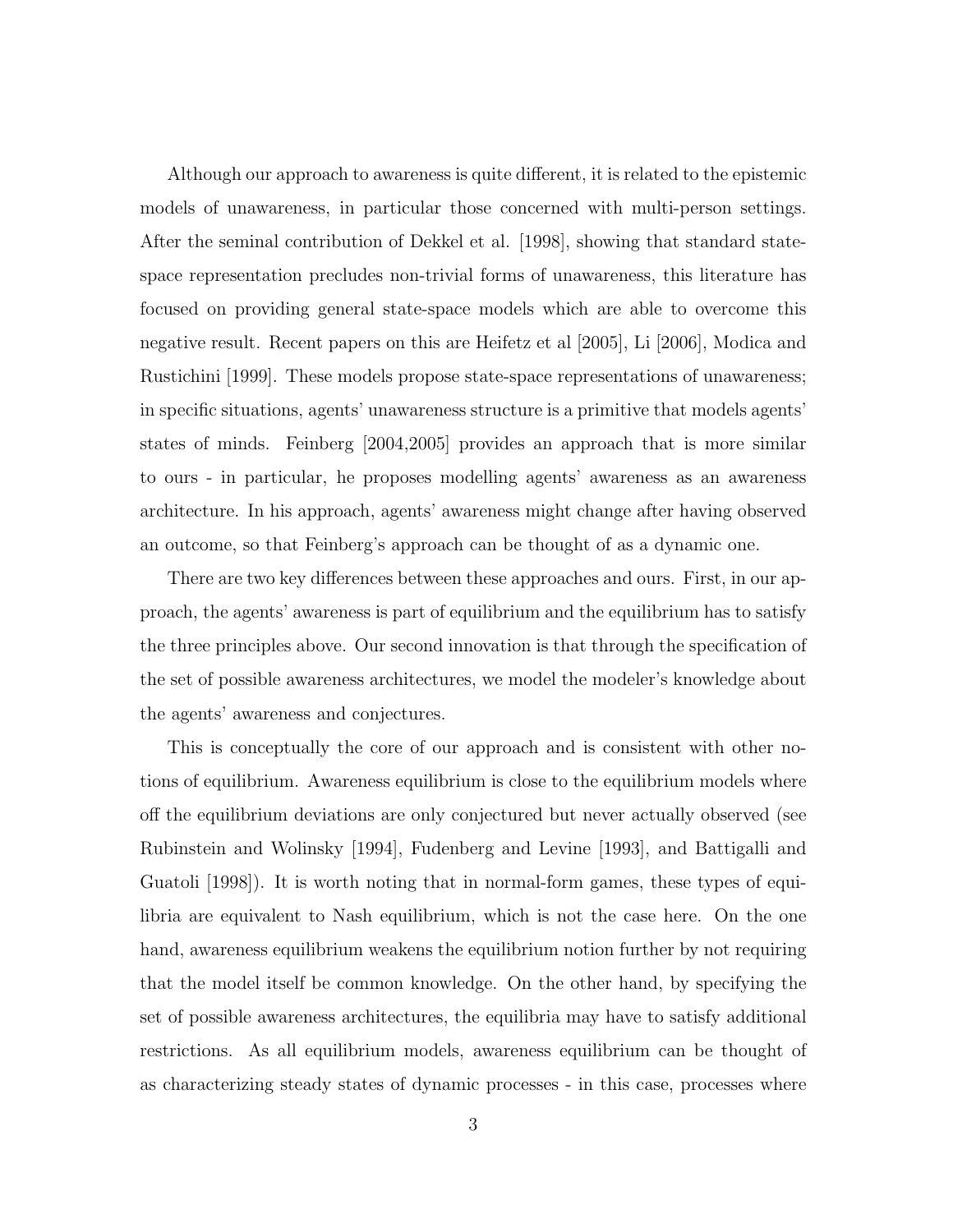Although our approach to awareness is quite different, it is related to the epistemic models of unawareness, in particular those concerned with multi-person settings. After the seminal contribution of Dekkel et al. [1998], showing that standard state-space representation precludes non-trivial forms of unawareness, this literature has focused on providing general state-space models which are able to overcome this negative result. Recent papers on this are Heifetz et al [2005], Li [2006], Modica and Rustichini [1999]. These models propose state-space representations of unawareness; in specific situations, agents' unawareness structure is a primitive that models agents' states of minds. Feinberg [2004,2005] provides an approach that is more similar to ours - in particular, he proposes modelling agents' awareness as an awareness architecture. In his approach, agents' awareness might change after having observed an outcome, so that Feinberg's approach can be thought of as a dynamic one.

There are two key differences between these approaches and ours. First, in our approach, the agents' awareness is part of equilibrium and the equilibrium has to satisfy the three principles above. Our second innovation is that through the specification of the set of possible awareness architectures, we model the modeler's knowledge about the agents' awareness and conjectures.

This is conceptually the core of our approach and is consistent with other notions of equilibrium. Awareness equilibrium is close to the equilibrium models where off the equilibrium deviations are only conjectured but never actually observed (see Rubinstein and Wolinsky [1994], Fudenberg and Levine [1993], and Battigalli and Guatoli [1998]). It is worth noting that in normal-form games, these types of equilibria are equivalent to Nash equilibrium, which is not the case here. On the one hand, awareness equilibrium weakens the equilibrium notion further by not requiring that the model itself be common knowledge. On the other hand, by specifying the set of possible awareness architectures, the equilibria may have to satisfy additional restrictions. As all equilibrium models, awareness equilibrium can be thought of as characterizing steady states of dynamic processes - in this case, processes where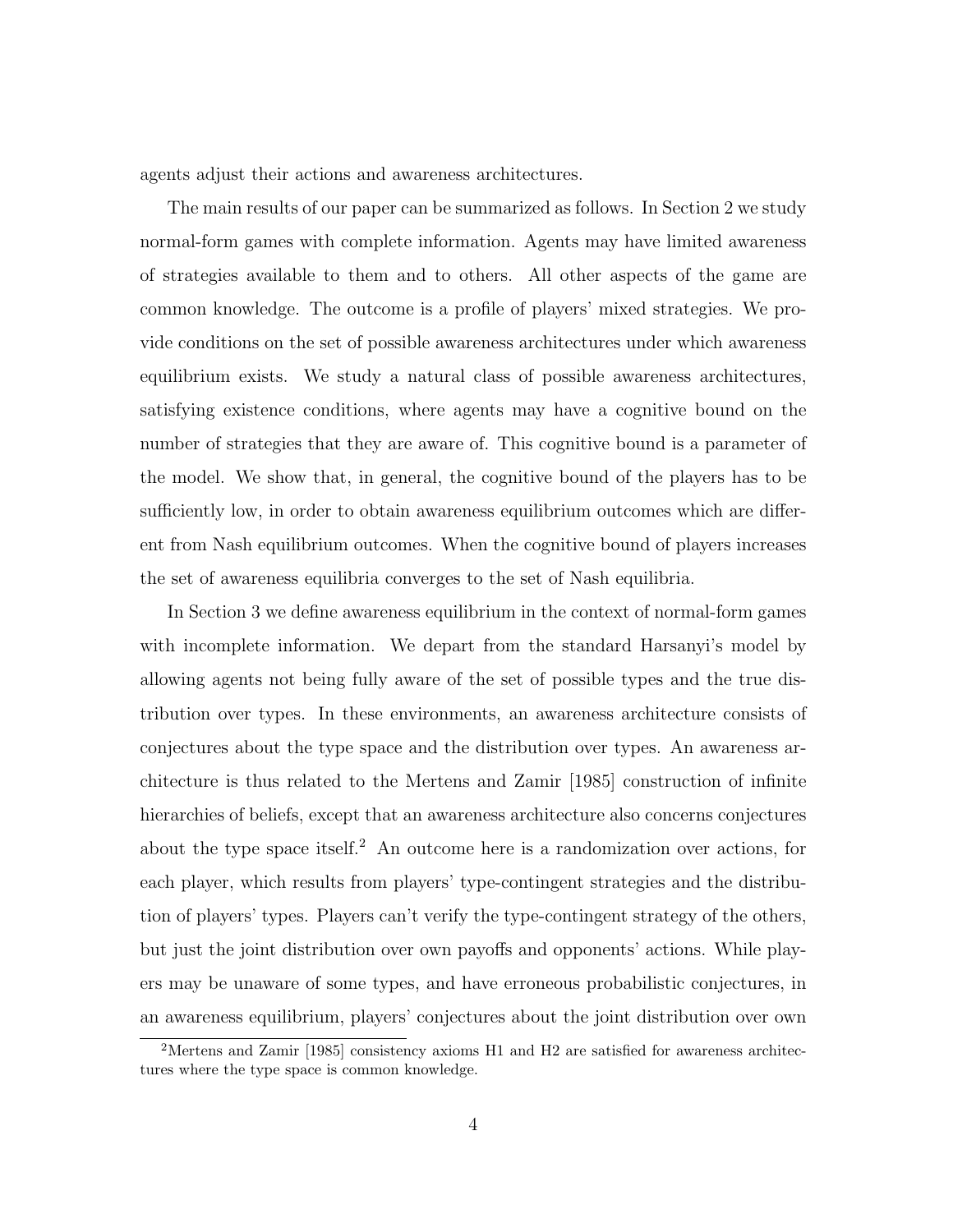agents adjust their actions and awareness architectures.

The main results of our paper can be summarized as follows. In Section 2 we study normal-form games with complete information. Agents may have limited awareness of strategies available to them and to others. All other aspects of the game are common knowledge. The outcome is a profile of players' mixed strategies. We provide conditions on the set of possible awareness architectures under which awareness equilibrium exists. We study a natural class of possible awareness architectures, satisfying existence conditions, where agents may have a cognitive bound on the number of strategies that they are aware of. This cognitive bound is a parameter of the model. We show that, in general, the cognitive bound of the players has to be sufficiently low, in order to obtain awareness equilibrium outcomes which are different from Nash equilibrium outcomes. When the cognitive bound of players increases the set of awareness equilibria converges to the set of Nash equilibria.

In Section 3 we define awareness equilibrium in the context of normal-form games with incomplete information. We depart from the standard Harsanyi's model by allowing agents not being fully aware of the set of possible types and the true distribution over types. In these environments, an awareness architecture consists of conjectures about the type space and the distribution over types. An awareness architecture is thus related to the Mertens and Zamir [1985] construction of infinite hierarchies of beliefs, except that an awareness architecture also concerns conjectures about the type space itself.[2] An outcome here is a randomization over actions, for each player, which results from players' type-contingent strategies and the distribution of players' types. Players can't verify the type-contingent strategy of the others, but just the joint distribution over own payoffs and opponents' actions. While players may be unaware of some types, and have erroneous probabilistic conjectures, in an awareness equilibrium, players' conjectures about the joint distribution over own

[2] Mertens and Zamir [1985] consistency axioms H1 and H2 are satisfied for awareness architectures where the type space is common knowledge.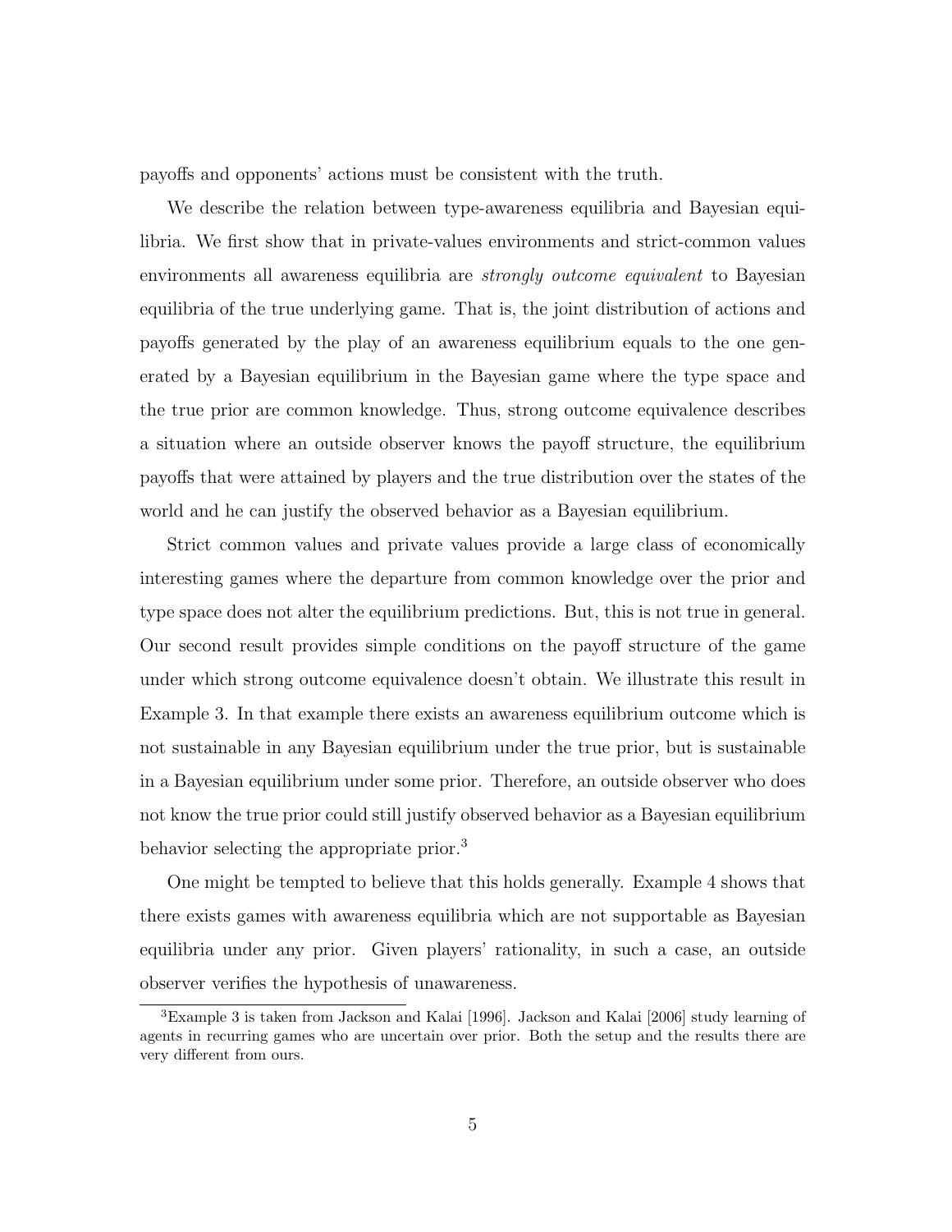payoffs and opponents' actions must be consistent with the truth.

We describe the relation between type-awareness equilibria and Bayesian equilibria. We first show that in private-values environments and strict-common values environments all awareness equilibria are *strongly outcome equivalent* to Bayesian equilibria of the true underlying game. That is, the joint distribution of actions and payoffs generated by the play of an awareness equilibrium equals to the one generated by a Bayesian equilibrium in the Bayesian game where the type space and the true prior are common knowledge. Thus, strong outcome equivalence describes a situation where an outside observer knows the payoff structure, the equilibrium payoffs that were attained by players and the true distribution over the states of the world and he can justify the observed behavior as a Bayesian equilibrium.

Strict common values and private values provide a large class of economically interesting games where the departure from common knowledge over the prior and type space does not alter the equilibrium predictions. But, this is not true in general. Our second result provides simple conditions on the payoff structure of the game under which strong outcome equivalence doesn't obtain. We illustrate this result in Example 3. In that example there exists an awareness equilibrium outcome which is not sustainable in any Bayesian equilibrium under the true prior, but is sustainable in a Bayesian equilibrium under some prior. Therefore, an outside observer who does not know the true prior could still justify observed behavior as a Bayesian equilibrium behavior selecting the appropriate prior.[3]

One might be tempted to believe that this holds generally. Example 4 shows that there exists games with awareness equilibria which are not supportable as Bayesian equilibria under any prior. Given players' rationality, in such a case, an outside observer verifies the hypothesis of unawareness.

[3] Example 3 is taken from Jackson and Kalai [1996]. Jackson and Kalai [2006] study learning of agents in recurring games who are uncertain over prior. Both the setup and the results there are very different from ours.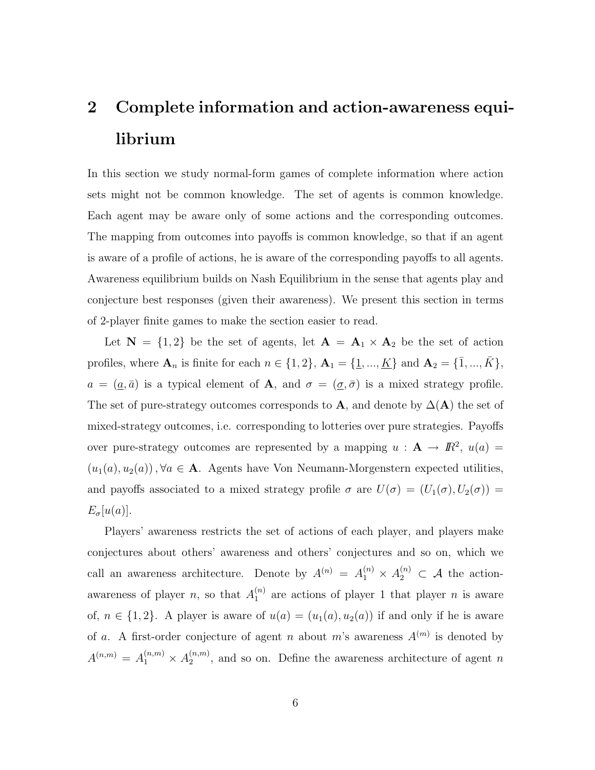# 2 Complete information and action-awareness equilibrium

In this section we study normal-form games of complete information where action sets might not be common knowledge. The set of agents is common knowledge. Each agent may be aware only of some actions and the corresponding outcomes. The mapping from outcomes into payoffs is common knowledge, so that if an agent is aware of a profile of actions, he is aware of the corresponding payoffs to all agents. Awareness equilibrium builds on Nash Equilibrium in the sense that agents play and conjecture best responses (given their awareness). We present this section in terms of 2-player finite games to make the section easier to read.

Let $\mathbf{N} = \{1, 2\}$ be the set of agents, let $\mathbf{A} = \mathbf{A}_1 \times \mathbf{A}_2$ be the set of action profiles, where $\mathbf{A}_n$ is finite for each $n \in \{1, 2\}$, $\mathbf{A}_1 = \{\underline{1}, ..., \underline{K}\}$ and $\mathbf{A}_2 = \{\bar{1}, ..., \bar{K}\}$, $a = (\underline{a}, \bar{a})$ is a typical element of $\mathbf{A}$, and $\sigma = (\underline{\sigma}, \bar{\sigma})$ is a mixed strategy profile. The set of pure-strategy outcomes corresponds to $\mathbf{A}$, and denote by $\Delta(\mathbf{A})$ the set of mixed-strategy outcomes, i.e. corresponding to lotteries over pure strategies. Payoffs over pure-strategy outcomes are represented by a mapping $u : \mathbf{A} \rightarrow I\!R^2$, $u(a) = (u_1(a), u_2(a)), \forall a \in \mathbf{A}$. Agents have Von Neumann-Morgenstern expected utilities, and payoffs associated to a mixed strategy profile $\sigma$ are $U(\sigma) = (U_1(\sigma), U_2(\sigma)) = E_\sigma[u(a)]$.

Players' awareness restricts the set of actions of each player, and players make conjectures about others' awareness and others' conjectures and so on, which we call an awareness architecture. Denote by $A^{(n)} = A_1^{(n)} \times A_2^{(n)} \subset \mathcal{A}$ the action-awareness of player $n$, so that $A_1^{(n)}$ are actions of player 1 that player $n$ is aware of, $n \in \{1, 2\}$. A player is aware of $u(a) = (u_1(a), u_2(a))$ if and only if he is aware of $a$. A first-order conjecture of agent $n$ about $m$'s awareness $A^{(m)}$ is denoted by $A^{(n,m)} = A_1^{(n,m)} \times A_2^{(n,m)}$, and so on. Define the awareness architecture of agent $n$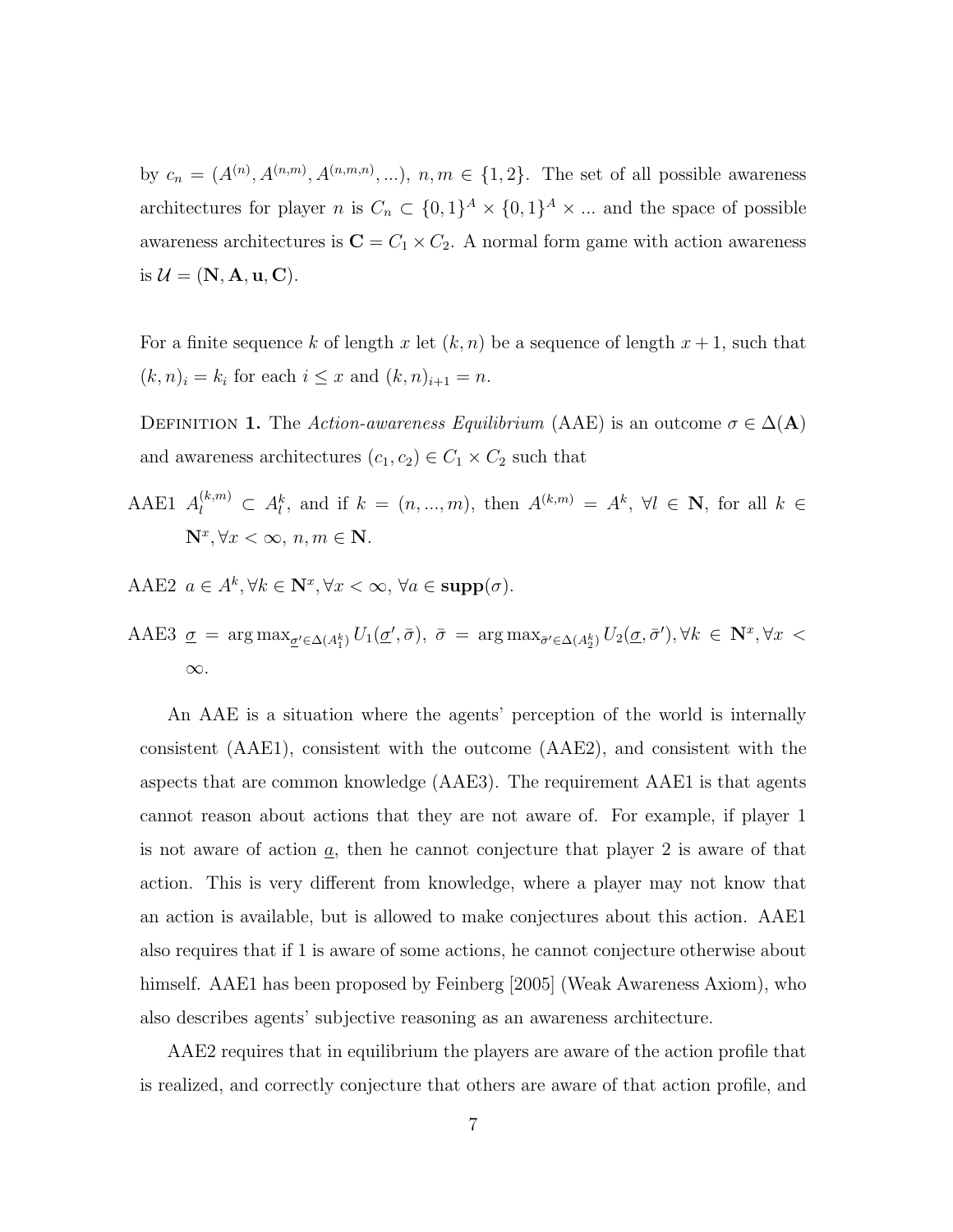by $c_n = (A^{(n)}, A^{(n,m)}, A^{(n,m,n)}, ...)$, $n, m \in \{1, 2\}$. The set of all possible awareness architectures for player $n$ is $C_n \subset \{0,1\}^A \times \{0,1\}^A \times ...$ and the space of possible awareness architectures is $\mathbf{C} = C_1 \times C_2$. A normal form game with action awareness is $\mathcal{U} = (\mathbf{N}, \mathbf{A}, \mathbf{u}, \mathbf{C})$.

For a finite sequence $k$ of length $x$ let $(k, n)$ be a sequence of length $x + 1$, such that $(k, n)_i = k_i$ for each $i \leq x$ and $(k, n)_{i+1} = n$.

Definition 1. The *Action-awareness Equilibrium* (AAE) is an outcome $\sigma \in \Delta(\mathbf{A})$ and awareness architectures $(c_1, c_2) \in C_1 \times C_2$ such that

AAE1 $A_l^{(k,m)} \subset A_l^k$, and if $k = (n, ..., m)$, then $A^{(k,m)} = A^k$, $\forall l \in \mathbf{N}$, for all $k \in \mathbf{N}^x, \forall x < \infty$, $n, m \in \mathbf{N}$.

AAE2 $a \in A^k, \forall k \in \mathbf{N}^x, \forall x < \infty$, $\forall a \in \mathbf{supp}(\sigma)$.

AAE3 $\underline{\sigma} = \arg\max_{\underline{\sigma}' \in \Delta(A_1^k)} U_1(\underline{\sigma}', \bar{\sigma})$, $\bar{\sigma} = \arg\max_{\bar{\sigma}' \in \Delta(A_2^k)} U_2(\underline{\sigma}, \bar{\sigma}'), \forall k \in \mathbf{N}^x, \forall x < \infty$.

An AAE is a situation where the agents' perception of the world is internally consistent (AAE1), consistent with the outcome (AAE2), and consistent with the aspects that are common knowledge (AAE3). The requirement AAE1 is that agents cannot reason about actions that they are not aware of. For example, if player 1 is not aware of action $\underline{a}$, then he cannot conjecture that player 2 is aware of that action. This is very different from knowledge, where a player may not know that an action is available, but is allowed to make conjectures about this action. AAE1 also requires that if 1 is aware of some actions, he cannot conjecture otherwise about himself. AAE1 has been proposed by Feinberg [2005] (Weak Awareness Axiom), who also describes agents' subjective reasoning as an awareness architecture.

AAE2 requires that in equilibrium the players are aware of the action profile that is realized, and correctly conjecture that others are aware of that action profile, and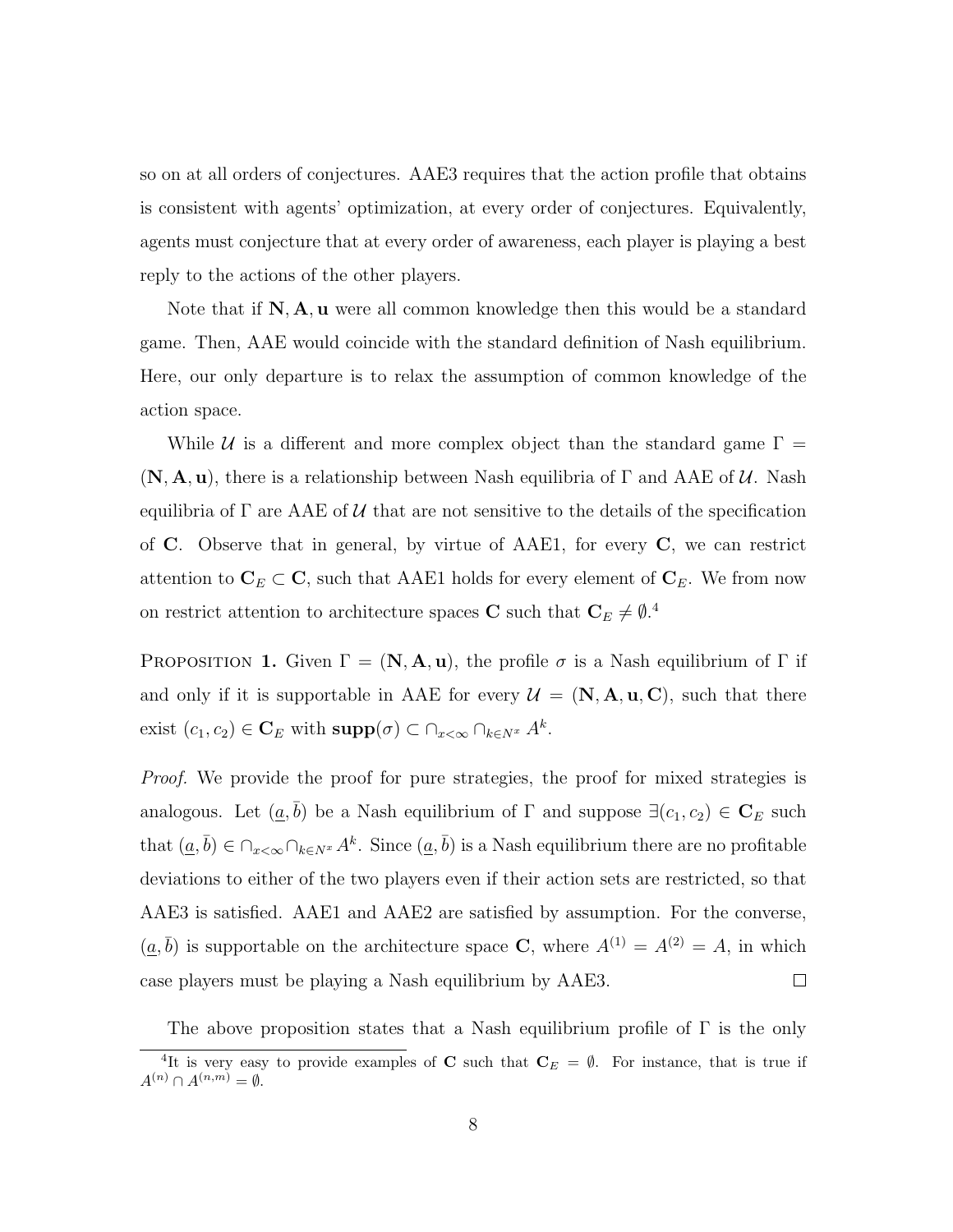so on at all orders of conjectures. AAE3 requires that the action profile that obtains is consistent with agents' optimization, at every order of conjectures. Equivalently, agents must conjecture that at every order of awareness, each player is playing a best reply to the actions of the other players.

Note that if $\mathbf{N}, \mathbf{A}, \mathbf{u}$ were all common knowledge then this would be a standard game. Then, AAE would coincide with the standard definition of Nash equilibrium. Here, our only departure is to relax the assumption of common knowledge of the action space.

While $\mathcal{U}$ is a different and more complex object than the standard game $\Gamma = (\mathbf{N}, \mathbf{A}, \mathbf{u})$, there is a relationship between Nash equilibria of $\Gamma$ and AAE of $\mathcal{U}$. Nash equilibria of $\Gamma$ are AAE of $\mathcal{U}$ that are not sensitive to the details of the specification of $\mathbf{C}$. Observe that in general, by virtue of AAE1, for every $\mathbf{C}$, we can restrict attention to $\mathbf{C}_E \subset \mathbf{C}$, such that AAE1 holds for every element of $\mathbf{C}_E$. We from now on restrict attention to architecture spaces $\mathbf{C}$ such that $\mathbf{C}_E \neq \emptyset$.[4]

Proposition 1. Given $\Gamma = (\mathbf{N}, \mathbf{A}, \mathbf{u})$, the profile $\sigma$ is a Nash equilibrium of $\Gamma$ if and only if it is supportable in AAE for every $\mathcal{U} = (\mathbf{N}, \mathbf{A}, \mathbf{u}, \mathbf{C})$, such that there exist $(c_1, c_2) \in \mathbf{C}_E$ with $\mathbf{supp}(\sigma) \subset \cap_{x<\infty} \cap_{k \in N^x} A^k$.

*Proof.* We provide the proof for pure strategies, the proof for mixed strategies is analogous. Let $(\underline{a}, \bar{b})$ be a Nash equilibrium of $\Gamma$ and suppose $\exists (c_1, c_2) \in \mathbf{C}_E$ such that $(\underline{a}, \bar{b}) \in \cap_{x<\infty} \cap_{k \in N^x} A^k$. Since $(\underline{a}, \bar{b})$ is a Nash equilibrium there are no profitable deviations to either of the two players even if their action sets are restricted, so that AAE3 is satisfied. AAE1 and AAE2 are satisfied by assumption. For the converse, $(\underline{a}, \bar{b})$ is supportable on the architecture space $\mathbf{C}$, where $A^{(1)} = A^{(2)} = A$, in which case players must be playing a Nash equilibrium by AAE3. $\square$

The above proposition states that a Nash equilibrium profile of $\Gamma$ is the only

[4] It is very easy to provide examples of $\mathbf{C}$ such that $\mathbf{C}_E = \emptyset$. For instance, that is true if $A^{(n)} \cap A^{(n,m)} = \emptyset$.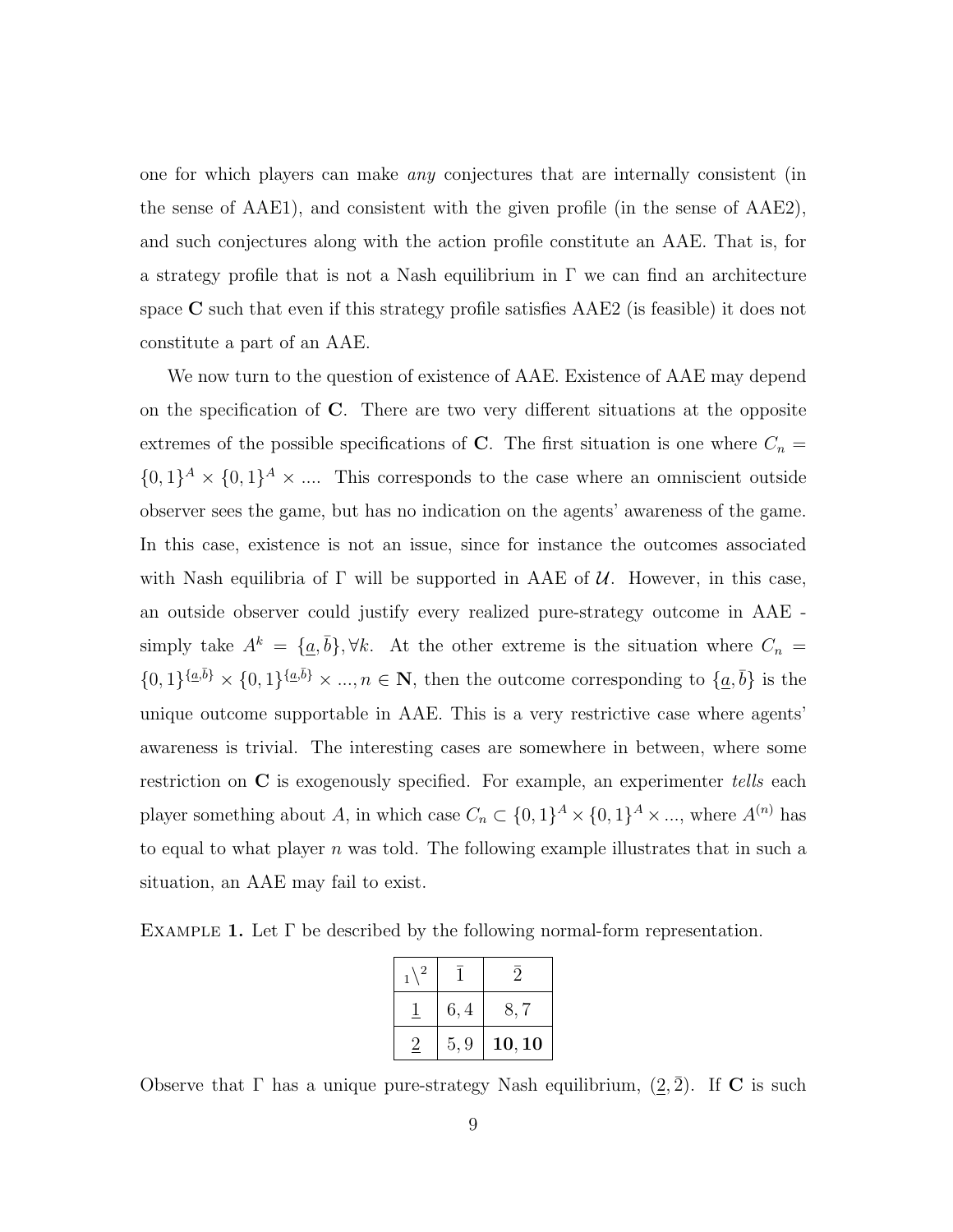one for which players can make *any* conjectures that are internally consistent (in the sense of AAE1), and consistent with the given profile (in the sense of AAE2), and such conjectures along with the action profile constitute an AAE. That is, for a strategy profile that is not a Nash equilibrium in $\Gamma$ we can find an architecture space $\mathbf{C}$ such that even if this strategy profile satisfies AAE2 (is feasible) it does not constitute a part of an AAE.

We now turn to the question of existence of AAE. Existence of AAE may depend on the specification of $\mathbf{C}$. There are two very different situations at the opposite extremes of the possible specifications of $\mathbf{C}$. The first situation is one where $C_n = \{0,1\}^A \times \{0,1\}^A \times ....$ This corresponds to the case where an omniscient outside observer sees the game, but has no indication on the agents' awareness of the game. In this case, existence is not an issue, since for instance the outcomes associated with Nash equilibria of $\Gamma$ will be supported in AAE of $\mathcal{U}$. However, in this case, an outside observer could justify every realized pure-strategy outcome in AAE - simply take $A^k = \{\underline{a}, \bar{b}\}, \forall k$. At the other extreme is the situation where $C_n = \{0,1\}^{\{\underline{a},\bar{b}\}} \times \{0,1\}^{\{\underline{a},\bar{b}\}} \times ..., n \in \mathbf{N}$, then the outcome corresponding to $\{\underline{a}, \bar{b}\}$ is the unique outcome supportable in AAE. This is a very restrictive case where agents' awareness is trivial. The interesting cases are somewhere in between, where some restriction on $\mathbf{C}$ is exogenously specified. For example, an experimenter *tells* each player something about $A$, in which case $C_n \subset \{0,1\}^A \times \{0,1\}^A \times ...$, where $A^{(n)}$ has to equal to what player $n$ was told. The following example illustrates that in such a situation, an AAE may fail to exist.

EXAMPLE 1. Let $\Gamma$ be described by the following normal-form representation.

| $_1\backslash^2$ | $\bar{1}$ | $\bar{2}$ |
|---|---|---|
| $\underline{1}$ | $6,4$ | $8,7$ |
| $\underline{2}$ | $5,9$ | $\mathbf{10},\mathbf{10}$ |

Observe that $\Gamma$ has a unique pure-strategy Nash equilibrium, $(\underline{2}, \bar{2})$. If $\mathbf{C}$ is such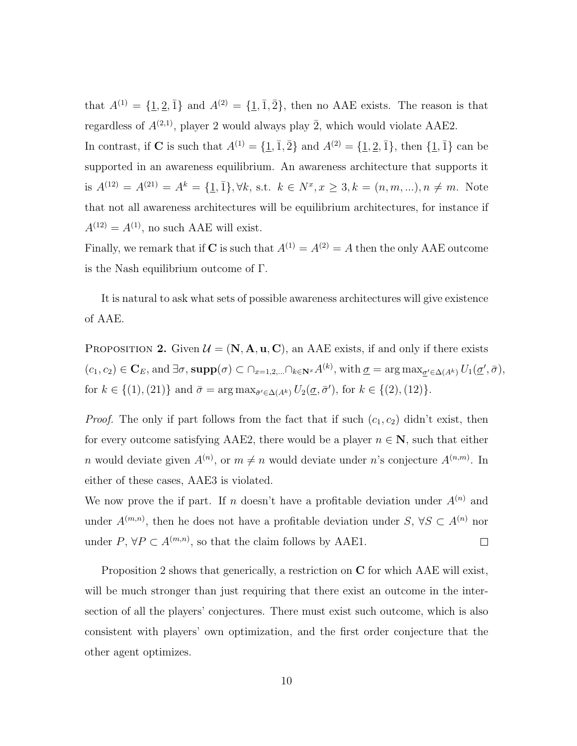that $A^{(1)} = \{\underline{1}, \underline{2}, \bar{1}\}$ and $A^{(2)} = \{\underline{1}, \bar{1}, \bar{2}\}$, then no AAE exists. The reason is that regardless of $A^{(2,1)}$, player 2 would always play $\bar{2}$, which would violate AAE2.

In contrast, if $\mathbf{C}$ is such that $A^{(1)} = \{\underline{1}, \bar{1}, \bar{2}\}$ and $A^{(2)} = \{\underline{1}, \underline{2}, \bar{1}\}$, then $\{\underline{1}, \bar{1}\}$ can be supported in an awareness equilibrium. An awareness architecture that supports it is $A^{(12)} = A^{(21)} = A^k = \{\underline{1}, \bar{1}\}, \forall k$, s.t. $k \in N^x, x \geq 3, k = (n, m, ...), n \neq m$. Note that not all awareness architectures will be equilibrium architectures, for instance if $A^{(12)} = A^{(1)}$, no such AAE will exist.

Finally, we remark that if $\mathbf{C}$ is such that $A^{(1)} = A^{(2)} = A$ then the only AAE outcome is the Nash equilibrium outcome of $\Gamma$.

It is natural to ask what sets of possible awareness architectures will give existence of AAE.

**Proposition 2.** Given $\mathcal{U} = (\mathbf{N}, \mathbf{A}, \mathbf{u}, \mathbf{C})$, an AAE exists, if and only if there exists $(c_1, c_2) \in \mathbf{C}_E$, and $\exists \sigma, \mathbf{supp}(\sigma) \subset \cap_{x=1,2,...} \cap_{k \in \mathbf{N}^x} A^{(k)}$, with $\underline{\sigma} = \arg\max_{\underline{\sigma}' \in \Delta(A^k)} U_1(\underline{\sigma}', \bar{\sigma})$, for $k \in \{(1), (21)\}$ and $\bar{\sigma} = \arg\max_{\bar{\sigma}' \in \Delta(A^k)} U_2(\underline{\sigma}, \bar{\sigma}')$, for $k \in \{(2), (12)\}$.

*Proof.* The only if part follows from the fact that if such $(c_1, c_2)$ didn't exist, then for every outcome satisfying AAE2, there would be a player $n \in \mathbf{N}$, such that either $n$ would deviate given $A^{(n)}$, or $m \neq n$ would deviate under $n$'s conjecture $A^{(n,m)}$. In either of these cases, AAE3 is violated.

We now prove the if part. If $n$ doesn't have a profitable deviation under $A^{(n)}$ and under $A^{(m,n)}$, then he does not have a profitable deviation under $S$, $\forall S \subset A^{(n)}$ nor under $P$, $\forall P \subset A^{(m,n)}$, so that the claim follows by AAE1. □

Proposition 2 shows that generically, a restriction on $\mathbf{C}$ for which AAE will exist, will be much stronger than just requiring that there exist an outcome in the intersection of all the players' conjectures. There must exist such outcome, which is also consistent with players' own optimization, and the first order conjecture that the other agent optimizes.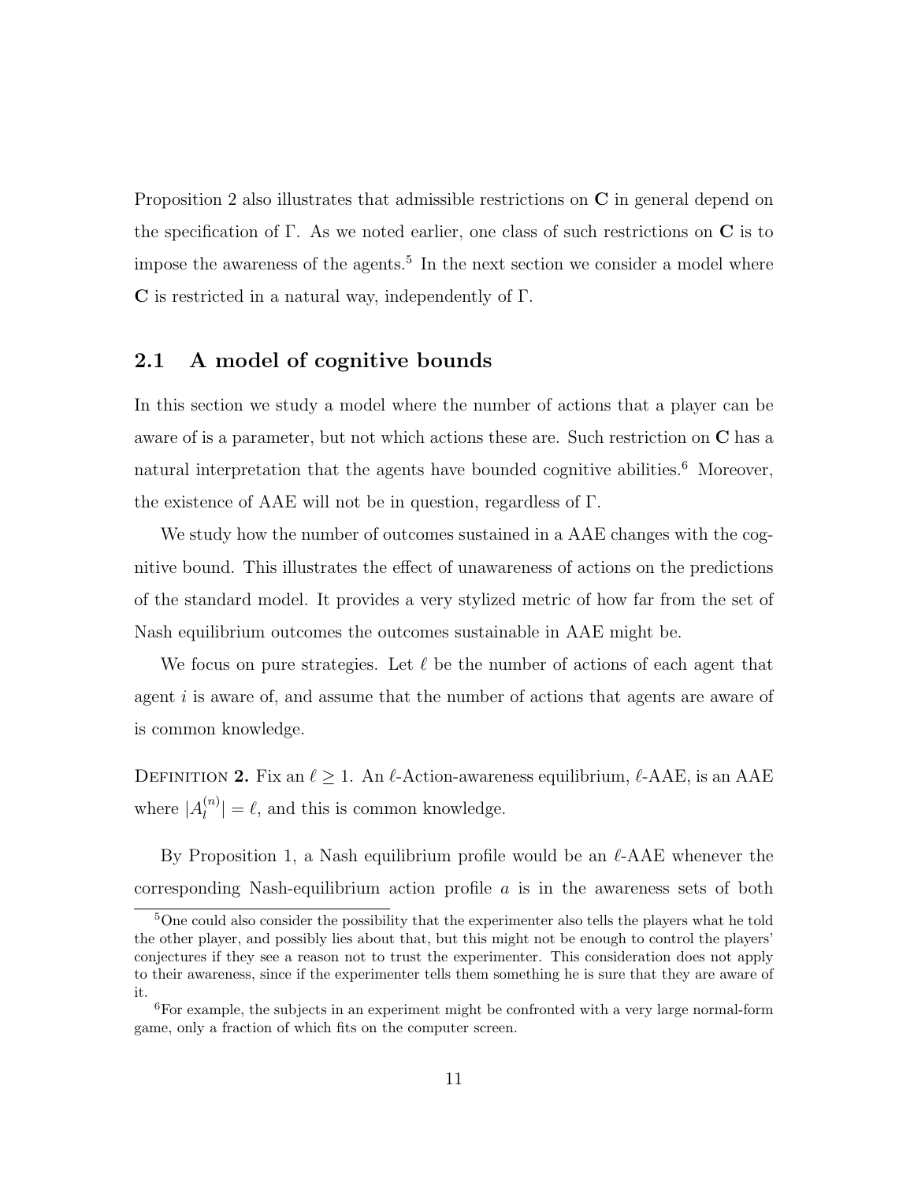Proposition 2 also illustrates that admissible restrictions on $\mathbf{C}$ in general depend on the specification of $\Gamma$. As we noted earlier, one class of such restrictions on $\mathbf{C}$ is to impose the awareness of the agents.[5] In the next section we consider a model where $\mathbf{C}$ is restricted in a natural way, independently of $\Gamma$.

## 2.1 A model of cognitive bounds

In this section we study a model where the number of actions that a player can be aware of is a parameter, but not which actions these are. Such restriction on $\mathbf{C}$ has a natural interpretation that the agents have bounded cognitive abilities.[6] Moreover, the existence of AAE will not be in question, regardless of $\Gamma$.

We study how the number of outcomes sustained in a AAE changes with the cognitive bound. This illustrates the effect of unawareness of actions on the predictions of the standard model. It provides a very stylized metric of how far from the set of Nash equilibrium outcomes the outcomes sustainable in AAE might be.

We focus on pure strategies. Let $\ell$ be the number of actions of each agent that agent $i$ is aware of, and assume that the number of actions that agents are aware of is common knowledge.

Definition 2. Fix an $\ell \geq 1$. An $\ell$-Action-awareness equilibrium, $\ell$-AAE, is an AAE where $|A_l^{(n)}| = \ell$, and this is common knowledge.

By Proposition 1, a Nash equilibrium profile would be an $\ell$-AAE whenever the corresponding Nash-equilibrium action profile $a$ is in the awareness sets of both

[5] One could also consider the possibility that the experimenter also tells the players what he told the other player, and possibly lies about that, but this might not be enough to control the players' conjectures if they see a reason not to trust the experimenter. This consideration does not apply to their awareness, since if the experimenter tells them something he is sure that they are aware of it.

[6] For example, the subjects in an experiment might be confronted with a very large normal-form game, only a fraction of which fits on the computer screen.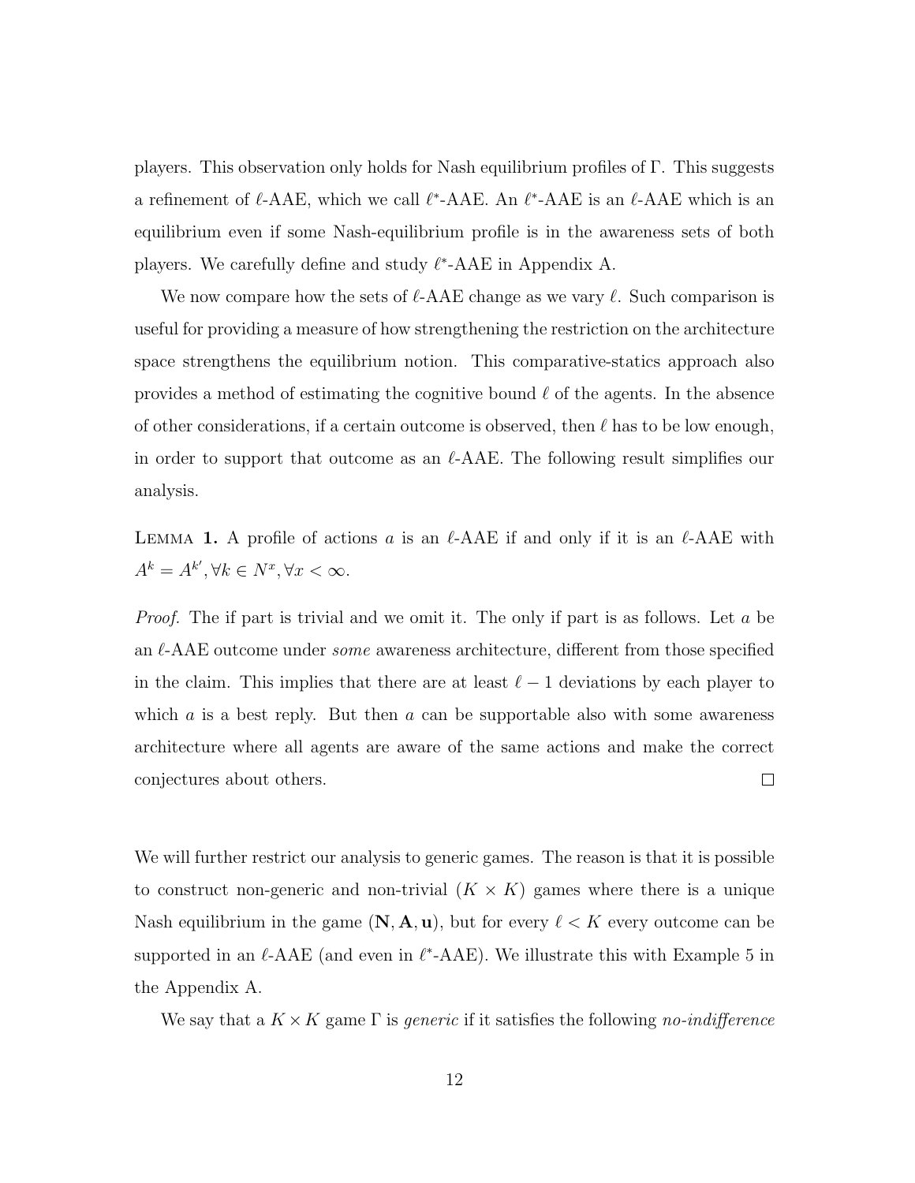players. This observation only holds for Nash equilibrium profiles of $\Gamma$. This suggests a refinement of $\ell$-AAE, which we call $\ell^*$-AAE. An $\ell^*$-AAE is an $\ell$-AAE which is an equilibrium even if some Nash-equilibrium profile is in the awareness sets of both players. We carefully define and study $\ell^*$-AAE in Appendix A.

We now compare how the sets of $\ell$-AAE change as we vary $\ell$. Such comparison is useful for providing a measure of how strengthening the restriction on the architecture space strengthens the equilibrium notion. This comparative-statics approach also provides a method of estimating the cognitive bound $\ell$ of the agents. In the absence of other considerations, if a certain outcome is observed, then $\ell$ has to be low enough, in order to support that outcome as an $\ell$-AAE. The following result simplifies our analysis.

LEMMA **1.** A profile of actions $a$ is an $\ell$-AAE if and only if it is an $\ell$-AAE with $A^k = A^{k'}, \forall k \in N^x, \forall x < \infty$.

*Proof.* The if part is trivial and we omit it. The only if part is as follows. Let $a$ be an $\ell$-AAE outcome under *some* awareness architecture, different from those specified in the claim. This implies that there are at least $\ell - 1$ deviations by each player to which $a$ is a best reply. But then $a$ can be supportable also with some awareness architecture where all agents are aware of the same actions and make the correct conjectures about others. □

We will further restrict our analysis to generic games. The reason is that it is possible to construct non-generic and non-trivial $(K \times K)$ games where there is a unique Nash equilibrium in the game $(\mathbf{N}, \mathbf{A}, \mathbf{u})$, but for every $\ell < K$ every outcome can be supported in an $\ell$-AAE (and even in $\ell^*$-AAE). We illustrate this with Example 5 in the Appendix A.

We say that a $K \times K$ game $\Gamma$ is *generic* if it satisfies the following *no-indifference*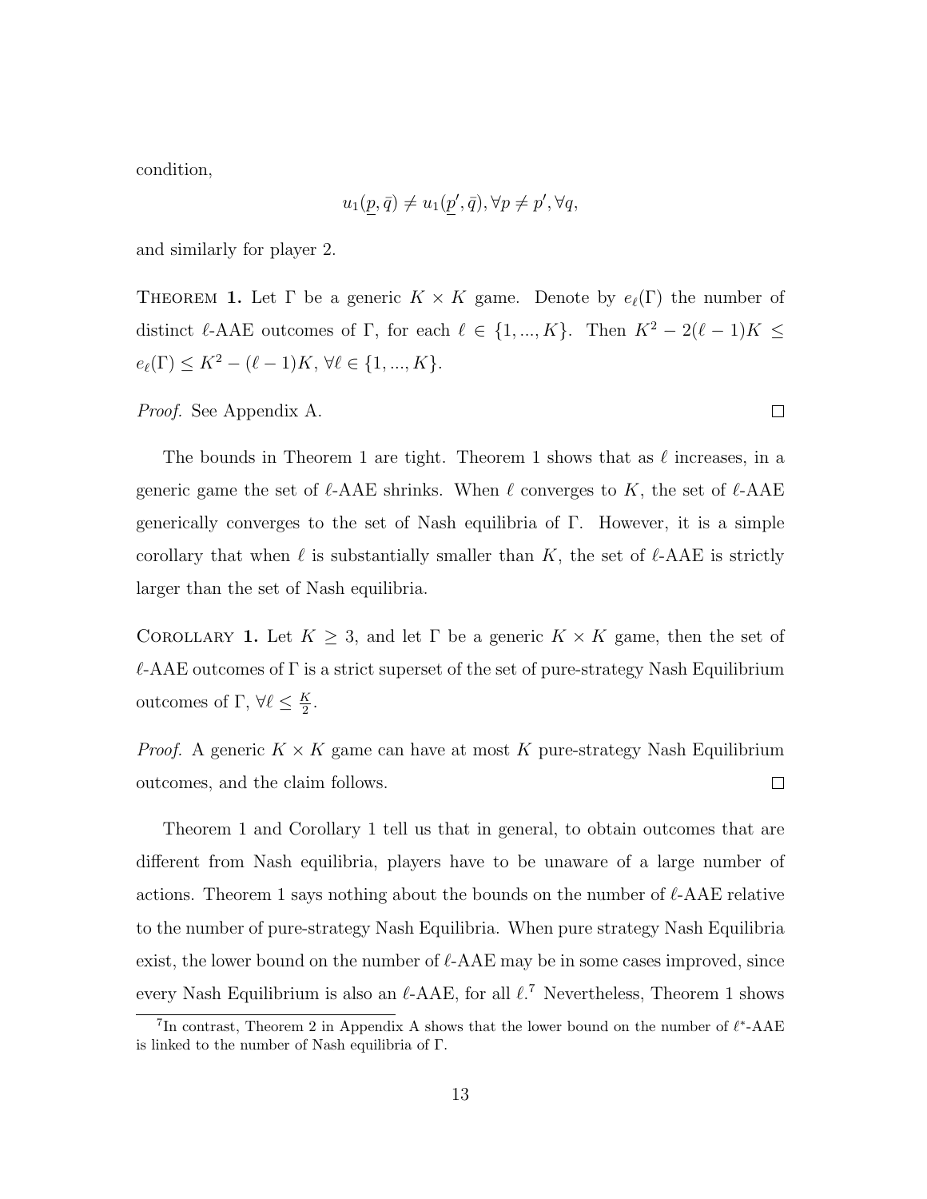condition,

$$u_1(\underline{p}, \bar{q}) \neq u_1(\underline{p'}, \bar{q}), \forall p \neq p', \forall q,$$

and similarly for player 2.

**Theorem 1.** Let $\Gamma$ be a generic $K \times K$ game. Denote by $e_\ell(\Gamma)$ the number of distinct $\ell$-AAE outcomes of $\Gamma$, for each $\ell \in \{1, ..., K\}$. Then $K^2 - 2(\ell - 1)K \leq e_\ell(\Gamma) \leq K^2 - (\ell - 1)K$, $\forall \ell \in \{1, ..., K\}$.

*Proof.* See Appendix A. $\square$

The bounds in Theorem 1 are tight. Theorem 1 shows that as $\ell$ increases, in a generic game the set of $\ell$-AAE shrinks. When $\ell$ converges to $K$, the set of $\ell$-AAE generically converges to the set of Nash equilibria of $\Gamma$. However, it is a simple corollary that when $\ell$ is substantially smaller than $K$, the set of $\ell$-AAE is strictly larger than the set of Nash equilibria.

**Corollary 1.** Let $K \geq 3$, and let $\Gamma$ be a generic $K \times K$ game, then the set of $\ell$-AAE outcomes of $\Gamma$ is a strict superset of the set of pure-strategy Nash Equilibrium outcomes of $\Gamma$, $\forall \ell \leq \frac{K}{2}$.

*Proof.* A generic $K \times K$ game can have at most $K$ pure-strategy Nash Equilibrium outcomes, and the claim follows. $\square$

Theorem 1 and Corollary 1 tell us that in general, to obtain outcomes that are different from Nash equilibria, players have to be unaware of a large number of actions. Theorem 1 says nothing about the bounds on the number of $\ell$-AAE relative to the number of pure-strategy Nash Equilibria. When pure strategy Nash Equilibria exist, the lower bound on the number of $\ell$-AAE may be in some cases improved, since every Nash Equilibrium is also an $\ell$-AAE, for all $\ell$.[7] Nevertheless, Theorem 1 shows

[7] In contrast, Theorem 2 in Appendix A shows that the lower bound on the number of $\ell^*$-AAE is linked to the number of Nash equilibria of $\Gamma$.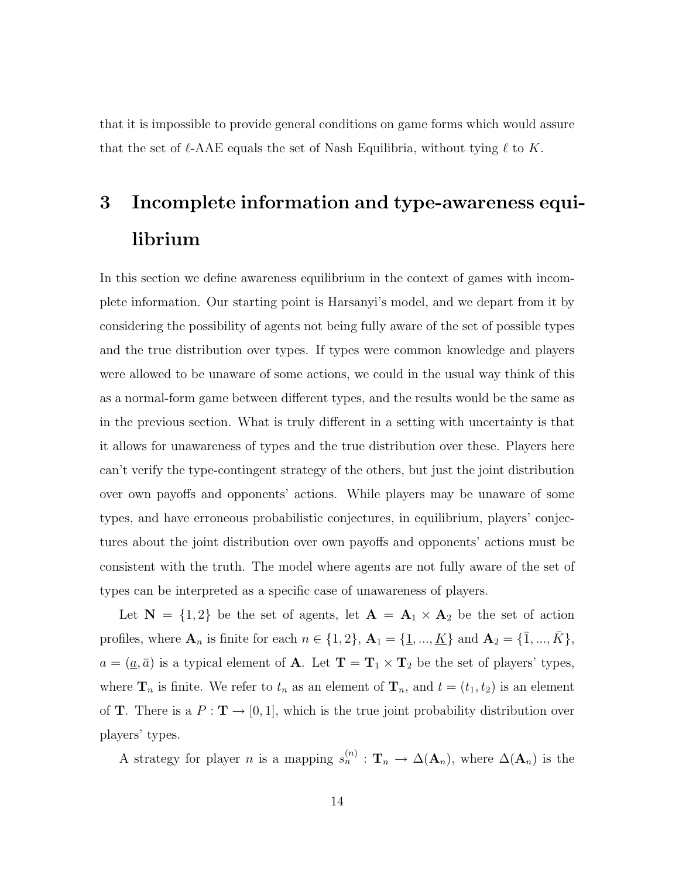that it is impossible to provide general conditions on game forms which would assure that the set of $\ell$-AAE equals the set of Nash Equilibria, without tying $\ell$ to $K$.

# 3 Incomplete information and type-awareness equilibrium

In this section we define awareness equilibrium in the context of games with incomplete information. Our starting point is Harsanyi's model, and we depart from it by considering the possibility of agents not being fully aware of the set of possible types and the true distribution over types. If types were common knowledge and players were allowed to be unaware of some actions, we could in the usual way think of this as a normal-form game between different types, and the results would be the same as in the previous section. What is truly different in a setting with uncertainty is that it allows for unawareness of types and the true distribution over these. Players here can't verify the type-contingent strategy of the others, but just the joint distribution over own payoffs and opponents' actions. While players may be unaware of some types, and have erroneous probabilistic conjectures, in equilibrium, players' conjectures about the joint distribution over own payoffs and opponents' actions must be consistent with the truth. The model where agents are not fully aware of the set of types can be interpreted as a specific case of unawareness of players.

Let $\mathbf{N} = \{1, 2\}$ be the set of agents, let $\mathbf{A} = \mathbf{A}_1 \times \mathbf{A}_2$ be the set of action profiles, where $\mathbf{A}_n$ is finite for each $n \in \{1, 2\}$, $\mathbf{A}_1 = \{\underline{1}, ..., \underline{K}\}$ and $\mathbf{A}_2 = \{\bar{1}, ..., \bar{K}\}$, $a = (\underline{a}, \bar{a})$ is a typical element of $\mathbf{A}$. Let $\mathbf{T} = \mathbf{T}_1 \times \mathbf{T}_2$ be the set of players' types, where $\mathbf{T}_n$ is finite. We refer to $t_n$ as an element of $\mathbf{T}_n$, and $t = (t_1, t_2)$ is an element of $\mathbf{T}$. There is a $P : \mathbf{T} \to [0, 1]$, which is the true joint probability distribution over players' types.

A strategy for player $n$ is a mapping $s_n^{(n)} : \mathbf{T}_n \to \Delta(\mathbf{A}_n)$, where $\Delta(\mathbf{A}_n)$ is the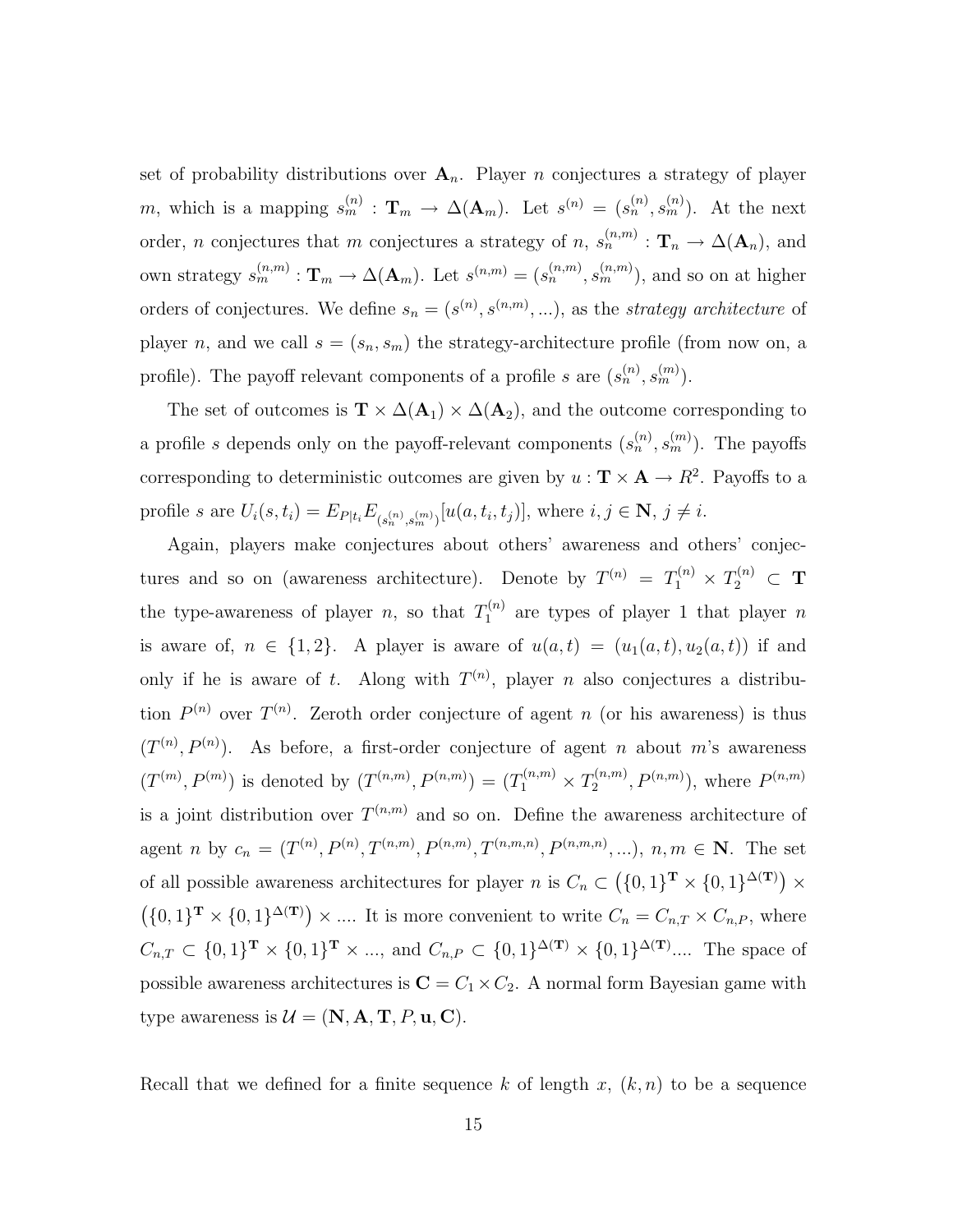set of probability distributions over $\mathbf{A}_n$. Player $n$ conjectures a strategy of player $m$, which is a mapping $s_m^{(n)} : \mathbf{T}_m \to \Delta(\mathbf{A}_m)$. Let $s^{(n)} = (s_n^{(n)}, s_m^{(n)})$. At the next order, $n$ conjectures that $m$ conjectures a strategy of $n$, $s_n^{(n,m)} : \mathbf{T}_n \to \Delta(\mathbf{A}_n)$, and own strategy $s_m^{(n,m)} : \mathbf{T}_m \to \Delta(\mathbf{A}_m)$. Let $s^{(n,m)} = (s_n^{(n,m)}, s_m^{(n,m)})$, and so on at higher orders of conjectures. We define $s_n = (s^{(n)}, s^{(n,m)}, ...)$, as the *strategy architecture* of player $n$, and we call $s = (s_n, s_m)$ the strategy-architecture profile (from now on, a profile). The payoff relevant components of a profile $s$ are $(s_n^{(n)}, s_m^{(m)})$.

The set of outcomes is $\mathbf{T} \times \Delta(\mathbf{A}_1) \times \Delta(\mathbf{A}_2)$, and the outcome corresponding to a profile $s$ depends only on the payoff-relevant components $(s_n^{(n)}, s_m^{(m)})$. The payoffs corresponding to deterministic outcomes are given by $u : \mathbf{T} \times \mathbf{A} \to R^2$. Payoffs to a profile $s$ are $U_i(s, t_i) = E_{P|t_i} E_{(s_n^{(n)}, s_m^{(m)})}[u(a, t_i, t_j)]$, where $i, j \in \mathbf{N}$, $j \neq i$.

Again, players make conjectures about others' awareness and others' conjectures and so on (awareness architecture). Denote by $T^{(n)} = T_1^{(n)} \times T_2^{(n)} \subset \mathbf{T}$ the type-awareness of player $n$, so that $T_1^{(n)}$ are types of player 1 that player $n$ is aware of, $n \in \{1, 2\}$. A player is aware of $u(a, t) = (u_1(a, t), u_2(a, t))$ if and only if he is aware of $t$. Along with $T^{(n)}$, player $n$ also conjectures a distribution $P^{(n)}$ over $T^{(n)}$. Zeroth order conjecture of agent $n$ (or his awareness) is thus $(T^{(n)}, P^{(n)})$. As before, a first-order conjecture of agent $n$ about $m$'s awareness $(T^{(m)}, P^{(m)})$ is denoted by $(T^{(n,m)}, P^{(n,m)}) = (T_1^{(n,m)} \times T_2^{(n,m)}, P^{(n,m)})$, where $P^{(n,m)}$ is a joint distribution over $T^{(n,m)}$ and so on. Define the awareness architecture of agent $n$ by $c_n = (T^{(n)}, P^{(n)}, T^{(n,m)}, P^{(n,m)}, T^{(n,m,n)}, P^{(n,m,n)}, ...)$, $n, m \in \mathbf{N}$. The set of all possible awareness architectures for player $n$ is $C_n \subset \left(\{0,1\}^{\mathbf{T}} \times \{0,1\}^{\Delta(\mathbf{T})}\right) \times \left(\{0,1\}^{\mathbf{T}} \times \{0,1\}^{\Delta(\mathbf{T})}\right) \times ....$ It is more convenient to write $C_n = C_{n,T} \times C_{n,P}$, where $C_{n,T} \subset \{0,1\}^{\mathbf{T}} \times \{0,1\}^{\mathbf{T}} \times ...$, and $C_{n,P} \subset \{0,1\}^{\Delta(\mathbf{T})} \times \{0,1\}^{\Delta(\mathbf{T})}....$ The space of possible awareness architectures is $\mathbf{C} = C_1 \times C_2$. A normal form Bayesian game with type awareness is $\mathcal{U} = (\mathbf{N}, \mathbf{A}, \mathbf{T}, P, \mathbf{u}, \mathbf{C})$.

Recall that we defined for a finite sequence $k$ of length $x$, $(k, n)$ to be a sequence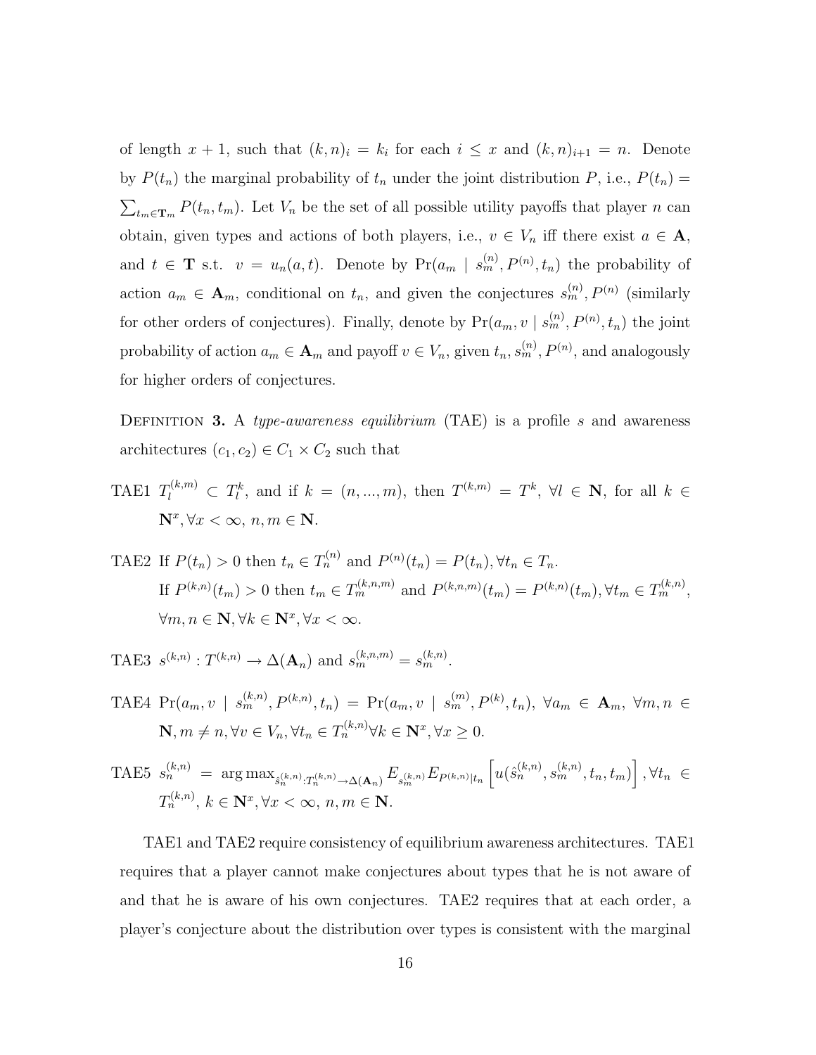of length $x+1$, such that $(k,n)_i = k_i$ for each $i \leq x$ and $(k,n)_{i+1} = n$. Denote by $P(t_n)$ the marginal probability of $t_n$ under the joint distribution $P$, i.e., $P(t_n) = \sum_{t_m \in \mathbf{T}_m} P(t_n, t_m)$. Let $V_n$ be the set of all possible utility payoffs that player $n$ can obtain, given types and actions of both players, i.e., $v \in V_n$ iff there exist $a \in \mathbf{A}$, and $t \in \mathbf{T}$ s.t. $v = u_n(a,t)$. Denote by $\Pr(a_m \mid s_m^{(n)}, P^{(n)}, t_n)$ the probability of action $a_m \in \mathbf{A}_m$, conditional on $t_n$, and given the conjectures $s_m^{(n)}, P^{(n)}$ (similarly for other orders of conjectures). Finally, denote by $\Pr(a_m, v \mid s_m^{(n)}, P^{(n)}, t_n)$ the joint probability of action $a_m \in \mathbf{A}_m$ and payoff $v \in V_n$, given $t_n, s_m^{(n)}, P^{(n)}$, and analogously for higher orders of conjectures.

Definition 3. A *type-awareness equilibrium* (TAE) is a profile $s$ and awareness architectures $(c_1, c_2) \in C_1 \times C_2$ such that

TAE1 $T_l^{(k,m)} \subset T_l^k$, and if $k = (n, ..., m)$, then $T^{(k,m)} = T^k$, $\forall l \in \mathbf{N}$, for all $k \in \mathbf{N}^x, \forall x < \infty$, $n, m \in \mathbf{N}$.

TAE2 If $P(t_n) > 0$ then $t_n \in T_n^{(n)}$ and $P^{(n)}(t_n) = P(t_n), \forall t_n \in T_n$.
If $P^{(k,n)}(t_m) > 0$ then $t_m \in T_m^{(k,n,m)}$ and $P^{(k,n,m)}(t_m) = P^{(k,n)}(t_m), \forall t_m \in T_m^{(k,n)}$, $\forall m, n \in \mathbf{N}, \forall k \in \mathbf{N}^x, \forall x < \infty$.

TAE3 $s^{(k,n)} : T^{(k,n)} \to \Delta(\mathbf{A}_n)$ and $s_m^{(k,n,m)} = s_m^{(k,n)}$.

TAE4 $\Pr(a_m, v \mid s_m^{(k,n)}, P^{(k,n)}, t_n) = \Pr(a_m, v \mid s_m^{(m)}, P^{(k)}, t_n)$, $\forall a_m \in \mathbf{A}_m$, $\forall m, n \in \mathbf{N}, m \neq n, \forall v \in V_n, \forall t_n \in T_n^{(k,n)} \forall k \in \mathbf{N}^x, \forall x \geq 0$.

TAE5 $s_n^{(k,n)} = \arg\max_{\hat{s}_n^{(k,n)} : T_n^{(k,n)} \to \Delta(\mathbf{A}_n)} E_{s_m^{(k,n)}} E_{P^{(k,n)}|t_n} \left[ u(\hat{s}_n^{(k,n)}, s_m^{(k,n)}, t_n, t_m) \right], \forall t_n \in T_n^{(k,n)}$, $k \in \mathbf{N}^x, \forall x < \infty$, $n, m \in \mathbf{N}$.

TAE1 and TAE2 require consistency of equilibrium awareness architectures. TAE1 requires that a player cannot make conjectures about types that he is not aware of and that he is aware of his own conjectures. TAE2 requires that at each order, a player's conjecture about the distribution over types is consistent with the marginal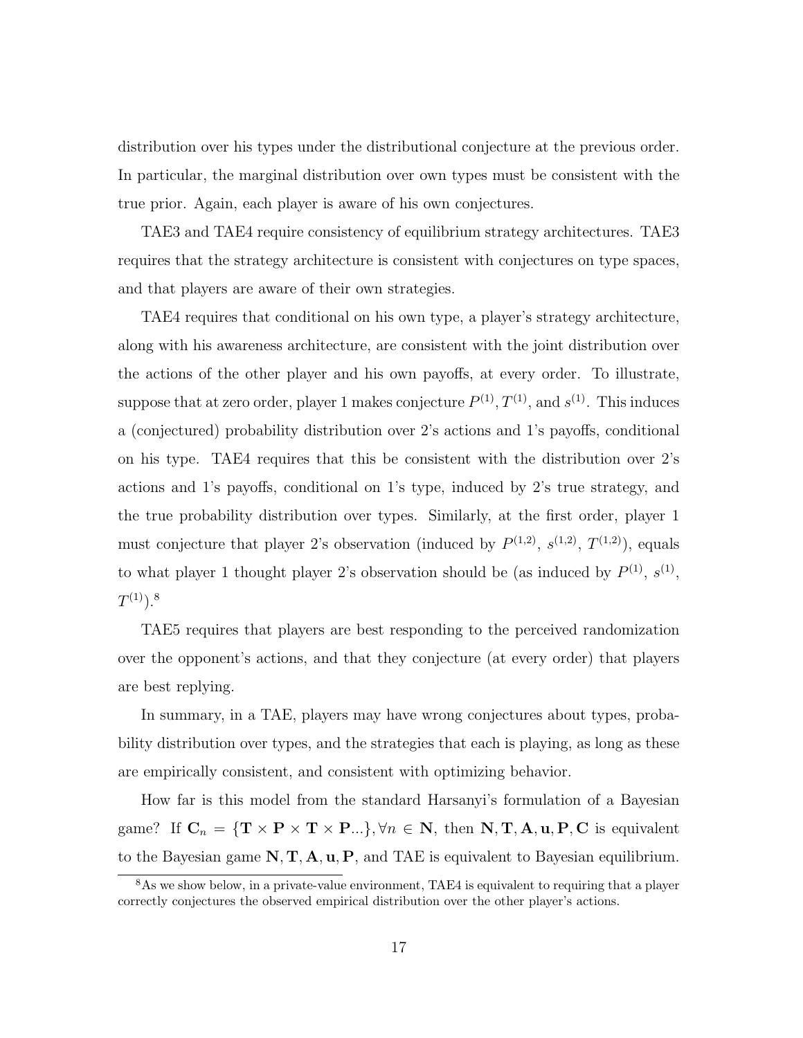distribution over his types under the distributional conjecture at the previous order. In particular, the marginal distribution over own types must be consistent with the true prior. Again, each player is aware of his own conjectures.

TAE3 and TAE4 require consistency of equilibrium strategy architectures. TAE3 requires that the strategy architecture is consistent with conjectures on type spaces, and that players are aware of their own strategies.

TAE4 requires that conditional on his own type, a player's strategy architecture, along with his awareness architecture, are consistent with the joint distribution over the actions of the other player and his own payoffs, at every order. To illustrate, suppose that at zero order, player 1 makes conjecture $P^{(1)}, T^{(1)}$, and $s^{(1)}$. This induces a (conjectured) probability distribution over 2's actions and 1's payoffs, conditional on his type. TAE4 requires that this be consistent with the distribution over 2's actions and 1's payoffs, conditional on 1's type, induced by 2's true strategy, and the true probability distribution over types. Similarly, at the first order, player 1 must conjecture that player 2's observation (induced by $P^{(1,2)}$, $s^{(1,2)}$, $T^{(1,2)}$), equals to what player 1 thought player 2's observation should be (as induced by $P^{(1)}$, $s^{(1)}$, $T^{(1)}$).[8]

TAE5 requires that players are best responding to the perceived randomization over the opponent's actions, and that they conjecture (at every order) that players are best replying.

In summary, in a TAE, players may have wrong conjectures about types, probability distribution over types, and the strategies that each is playing, as long as these are empirically consistent, and consistent with optimizing behavior.

How far is this model from the standard Harsanyi's formulation of a Bayesian game? If $\mathbf{C}_n = \{\mathbf{T} \times \mathbf{P} \times \mathbf{T} \times \mathbf{P}...\}, \forall n \in \mathbf{N}$, then $\mathbf{N}, \mathbf{T}, \mathbf{A}, \mathbf{u}, \mathbf{P}, \mathbf{C}$ is equivalent to the Bayesian game $\mathbf{N}, \mathbf{T}, \mathbf{A}, \mathbf{u}, \mathbf{P}$, and TAE is equivalent to Bayesian equilibrium.

[8] As we show below, in a private-value environment, TAE4 is equivalent to requiring that a player correctly conjectures the observed empirical distribution over the other player's actions.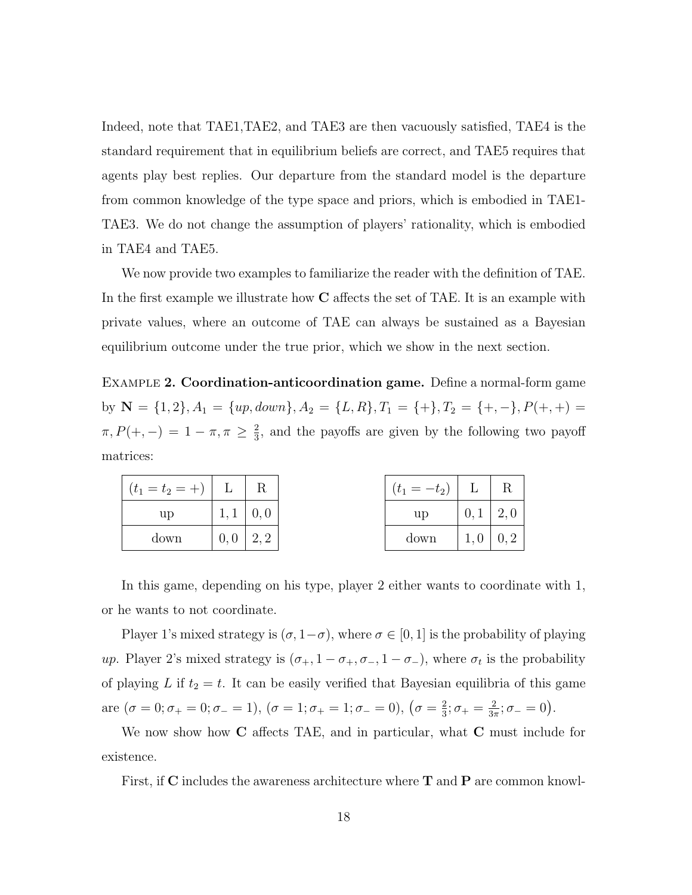Indeed, note that TAE1,TAE2, and TAE3 are then vacuously satisfied, TAE4 is the standard requirement that in equilibrium beliefs are correct, and TAE5 requires that agents play best replies. Our departure from the standard model is the departure from common knowledge of the type space and priors, which is embodied in TAE1-TAE3. We do not change the assumption of players' rationality, which is embodied in TAE4 and TAE5.

We now provide two examples to familiarize the reader with the definition of TAE. In the first example we illustrate how **C** affects the set of TAE. It is an example with private values, where an outcome of TAE can always be sustained as a Bayesian equilibrium outcome under the true prior, which we show in the next section.

Example **2. Coordination-anticoordination game.** Define a normal-form game by $\mathbf{N} = \{1, 2\}, A_1 = \{up, down\}, A_2 = \{L, R\}, T_1 = \{+\}, T_2 = \{+, -\}, P(+, +) = \pi, P(+, -) = 1 - \pi, \pi \geq \frac{2}{3}$, and the payoffs are given by the following two payoff matrices:

| $(t_1 = t_2 = +)$ | L | R |
|---|---|---|
| up | $1, 1$ | $0, 0$ |
| down | $0, 0$ | $2, 2$ |

| $(t_1 = -t_2)$ | L | R |
|---|---|---|
| up | $0, 1$ | $2, 0$ |
| down | $1, 0$ | $0, 2$ |

In this game, depending on his type, player 2 either wants to coordinate with 1, or he wants to not coordinate.

Player 1's mixed strategy is $(\sigma, 1-\sigma)$, where $\sigma \in [0, 1]$ is the probability of playing *up*. Player 2's mixed strategy is $(\sigma_+, 1 - \sigma_+, \sigma_-, 1 - \sigma_-)$, where $\sigma_t$ is the probability of playing $L$ if $t_2 = t$. It can be easily verified that Bayesian equilibria of this game are $(\sigma = 0; \sigma_+ = 0; \sigma_- = 1)$, $(\sigma = 1; \sigma_+ = 1; \sigma_- = 0)$, $\big(\sigma = \frac{2}{3}; \sigma_+ = \frac{2}{3\pi}; \sigma_- = 0\big)$.

We now show how **C** affects TAE, and in particular, what **C** must include for existence.

First, if **C** includes the awareness architecture where **T** and **P** are common knowl-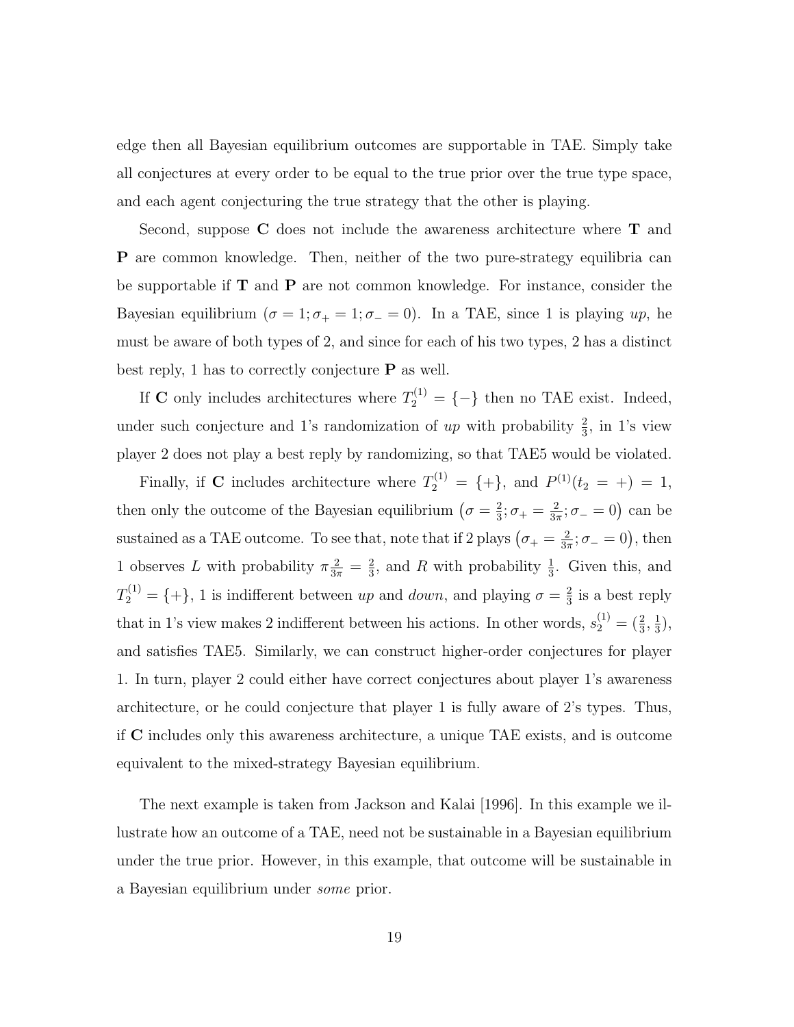edge then all Bayesian equilibrium outcomes are supportable in TAE. Simply take all conjectures at every order to be equal to the true prior over the true type space, and each agent conjecturing the true strategy that the other is playing.

Second, suppose $\mathbf{C}$ does not include the awareness architecture where $\mathbf{T}$ and $\mathbf{P}$ are common knowledge. Then, neither of the two pure-strategy equilibria can be supportable if $\mathbf{T}$ and $\mathbf{P}$ are not common knowledge. For instance, consider the Bayesian equilibrium ($\sigma = 1; \sigma_+ = 1; \sigma_- = 0$). In a TAE, since 1 is playing *up*, he must be aware of both types of 2, and since for each of his two types, 2 has a distinct best reply, 1 has to correctly conjecture $\mathbf{P}$ as well.

If $\mathbf{C}$ only includes architectures where $T_2^{(1)} = \{-\}$ then no TAE exist. Indeed, under such conjecture and 1's randomization of *up* with probability $\frac{2}{3}$, in 1's view player 2 does not play a best reply by randomizing, so that TAE5 would be violated.

Finally, if $\mathbf{C}$ includes architecture where $T_2^{(1)} = \{+\}$, and $P^{(1)}(t_2 = +) = 1$, then only the outcome of the Bayesian equilibrium $\left(\sigma = \frac{2}{3}; \sigma_+ = \frac{2}{3\pi}; \sigma_- = 0\right)$ can be sustained as a TAE outcome. To see that, note that if 2 plays $\left(\sigma_+ = \frac{2}{3\pi}; \sigma_- = 0\right)$, then 1 observes $L$ with probability $\pi \frac{2}{3\pi} = \frac{2}{3}$, and $R$ with probability $\frac{1}{3}$. Given this, and $T_2^{(1)} = \{+\}$, 1 is indifferent between *up* and *down*, and playing $\sigma = \frac{2}{3}$ is a best reply that in 1's view makes 2 indifferent between his actions. In other words, $s_2^{(1)} = (\frac{2}{3}, \frac{1}{3})$, and satisfies TAE5. Similarly, we can construct higher-order conjectures for player 1. In turn, player 2 could either have correct conjectures about player 1's awareness architecture, or he could conjecture that player 1 is fully aware of 2's types. Thus, if $\mathbf{C}$ includes only this awareness architecture, a unique TAE exists, and is outcome equivalent to the mixed-strategy Bayesian equilibrium.

The next example is taken from Jackson and Kalai [1996]. In this example we illustrate how an outcome of a TAE, need not be sustainable in a Bayesian equilibrium under the true prior. However, in this example, that outcome will be sustainable in a Bayesian equilibrium under *some* prior.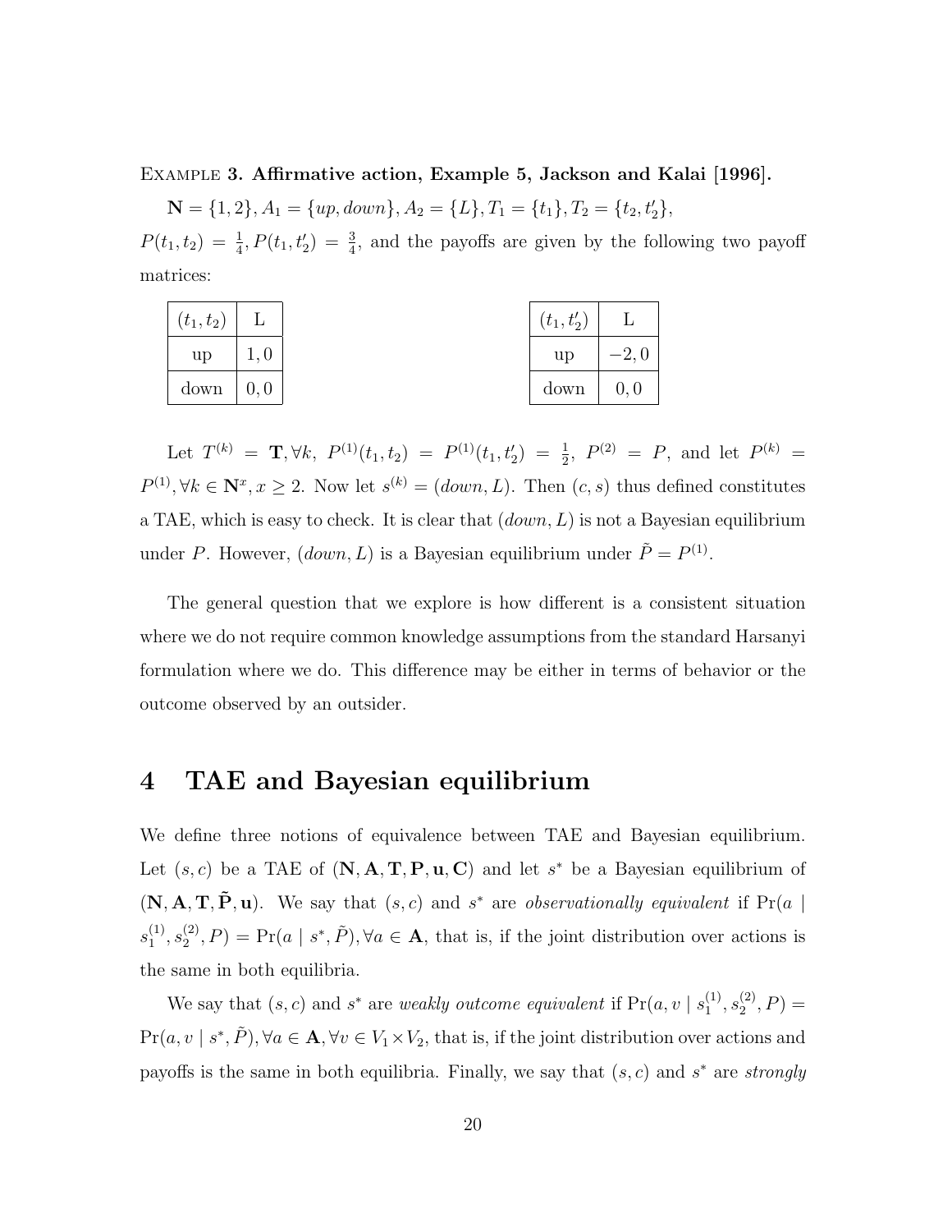Example **3. Affirmative action, Example 5, Jackson and Kalai [1996].**

$\mathbf{N} = \{1, 2\}, A_1 = \{up, down\}, A_2 = \{L\}, T_1 = \{t_1\}, T_2 = \{t_2, t_2'\}$,
$P(t_1, t_2) = \frac{1}{4}, P(t_1, t_2') = \frac{3}{4}$, and the payoffs are given by the following two payoff matrices:

| $(t_1, t_2)$ | L |
|---|---|
| up | $1, 0$ |
| down | $0, 0$ |

| $(t_1, t_2')$ | L |
|---|---|
| up | $-2, 0$ |
| down | $0, 0$ |

Let $T^{(k)} = \mathbf{T}, \forall k,\ P^{(1)}(t_1, t_2) = P^{(1)}(t_1, t_2') = \frac{1}{2},\ P^{(2)} = P$, and let $P^{(k)} = P^{(1)}, \forall k \in \mathbf{N}^x, x \geq 2$. Now let $s^{(k)} = (down, L)$. Then $(c, s)$ thus defined constitutes a TAE, which is easy to check. It is clear that $(down, L)$ is not a Bayesian equilibrium under $P$. However, $(down, L)$ is a Bayesian equilibrium under $\tilde{P} = P^{(1)}$.

The general question that we explore is how different is a consistent situation where we do not require common knowledge assumptions from the standard Harsanyi formulation where we do. This difference may be either in terms of behavior or the outcome observed by an outsider.

# 4 TAE and Bayesian equilibrium

We define three notions of equivalence between TAE and Bayesian equilibrium. Let $(s, c)$ be a TAE of $(\mathbf{N}, \mathbf{A}, \mathbf{T}, \mathbf{P}, \mathbf{u}, \mathbf{C})$ and let $s^*$ be a Bayesian equilibrium of $(\mathbf{N}, \mathbf{A}, \mathbf{T}, \tilde{\mathbf{P}}, \mathbf{u})$. We say that $(s, c)$ and $s^*$ are *observationally equivalent* if $\Pr(a \mid s_1^{(1)}, s_2^{(2)}, P) = \Pr(a \mid s^*, \tilde{P}), \forall a \in \mathbf{A}$, that is, if the joint distribution over actions is the same in both equilibria.

We say that $(s, c)$ and $s^*$ are *weakly outcome equivalent* if $\Pr(a, v \mid s_1^{(1)}, s_2^{(2)}, P) = \Pr(a, v \mid s^*, \tilde{P}), \forall a \in \mathbf{A}, \forall v \in V_1 \times V_2$, that is, if the joint distribution over actions and payoffs is the same in both equilibria. Finally, we say that $(s, c)$ and $s^*$ are *strongly*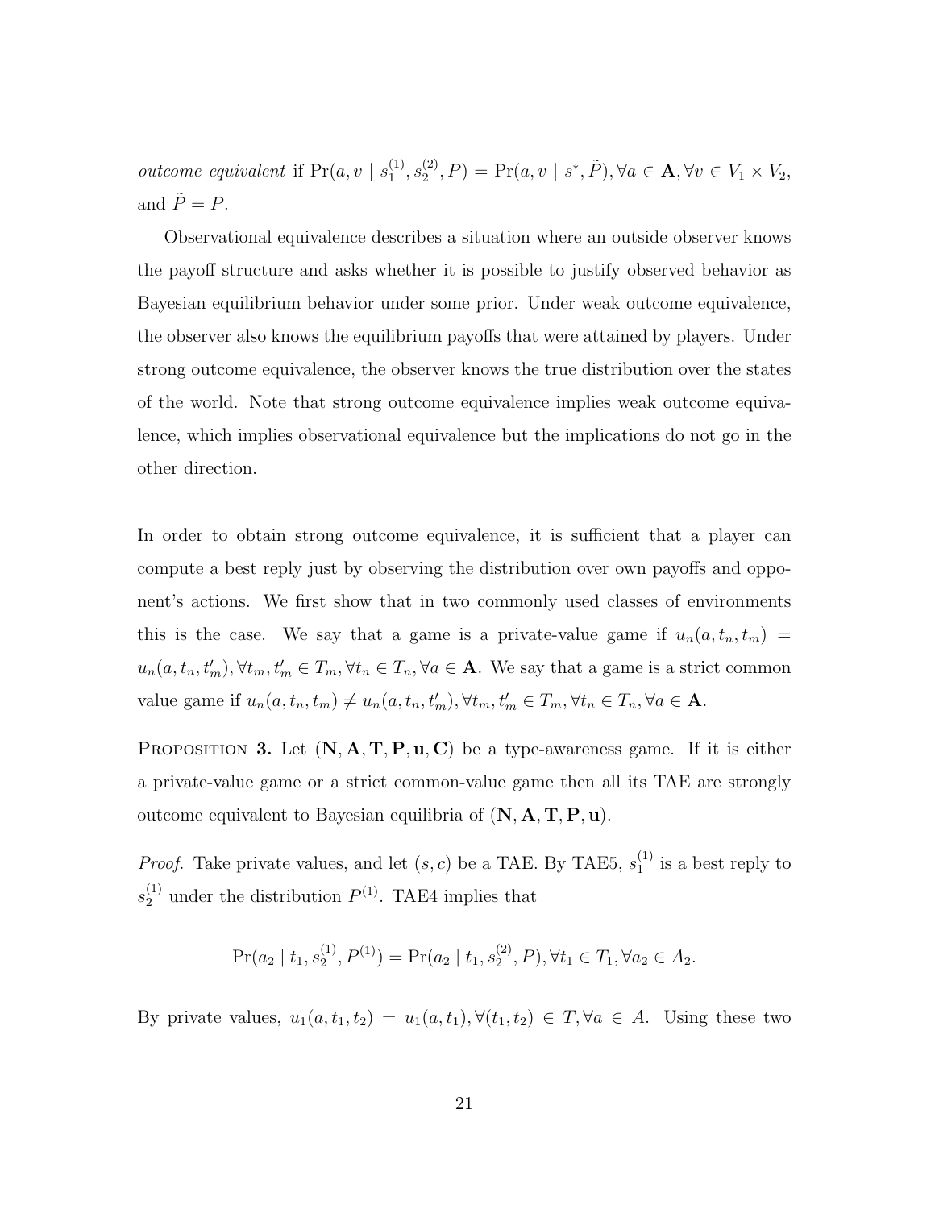*outcome equivalent* if $\Pr(a, v \mid s_1^{(1)}, s_2^{(2)}, P) = \Pr(a, v \mid s^*, \tilde{P}), \forall a \in \mathbf{A}, \forall v \in V_1 \times V_2$, and $\tilde{P} = P$.

Observational equivalence describes a situation where an outside observer knows the payoff structure and asks whether it is possible to justify observed behavior as Bayesian equilibrium behavior under some prior. Under weak outcome equivalence, the observer also knows the equilibrium payoffs that were attained by players. Under strong outcome equivalence, the observer knows the true distribution over the states of the world. Note that strong outcome equivalence implies weak outcome equivalence, which implies observational equivalence but the implications do not go in the other direction.

In order to obtain strong outcome equivalence, it is sufficient that a player can compute a best reply just by observing the distribution over own payoffs and opponent's actions. We first show that in two commonly used classes of environments this is the case. We say that a game is a private-value game if $u_n(a, t_n, t_m) = u_n(a, t_n, t'_m), \forall t_m, t'_m \in T_m, \forall t_n \in T_n, \forall a \in \mathbf{A}$. We say that a game is a strict common value game if $u_n(a, t_n, t_m) \neq u_n(a, t_n, t'_m), \forall t_m, t'_m \in T_m, \forall t_n \in T_n, \forall a \in \mathbf{A}$.

Proposition **3.** Let $(\mathbf{N}, \mathbf{A}, \mathbf{T}, \mathbf{P}, \mathbf{u}, \mathbf{C})$ be a type-awareness game. If it is either a private-value game or a strict common-value game then all its TAE are strongly outcome equivalent to Bayesian equilibria of $(\mathbf{N}, \mathbf{A}, \mathbf{T}, \mathbf{P}, \mathbf{u})$.

*Proof.* Take private values, and let $(s, c)$ be a TAE. By TAE5, $s_1^{(1)}$ is a best reply to $s_2^{(1)}$ under the distribution $P^{(1)}$. TAE4 implies that

$$\Pr(a_2 \mid t_1, s_2^{(1)}, P^{(1)}) = \Pr(a_2 \mid t_1, s_2^{(2)}, P), \forall t_1 \in T_1, \forall a_2 \in A_2.$$

By private values, $u_1(a, t_1, t_2) = u_1(a, t_1), \forall (t_1, t_2) \in T, \forall a \in A$. Using these two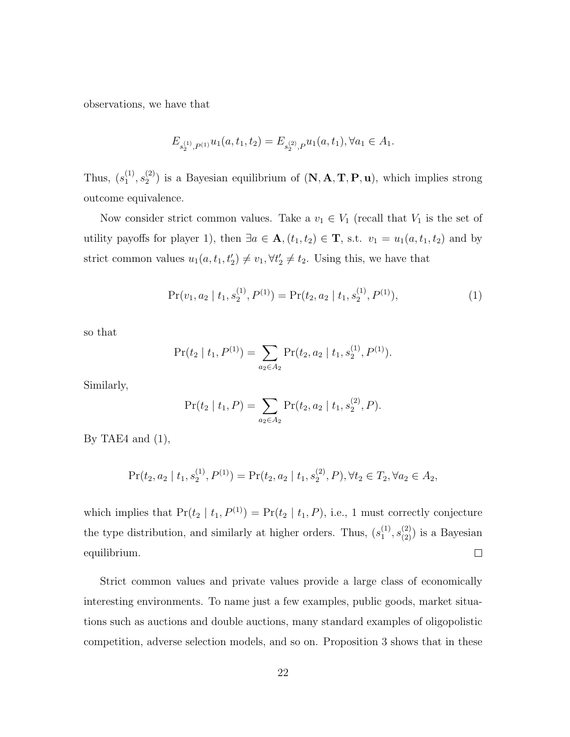observations, we have that

$$E_{s_2^{(1)},P^{(1)}} u_1(a, t_1, t_2) = E_{s_2^{(2)},P} u_1(a, t_1), \forall a_1 \in A_1.$$

Thus, $(s_1^{(1)}, s_2^{(2)})$ is a Bayesian equilibrium of $(\mathbf{N}, \mathbf{A}, \mathbf{T}, \mathbf{P}, \mathbf{u})$, which implies strong outcome equivalence.

Now consider strict common values. Take a $v_1 \in V_1$ (recall that $V_1$ is the set of utility payoffs for player 1), then $\exists a \in \mathbf{A}, (t_1, t_2) \in \mathbf{T}$, s.t. $v_1 = u_1(a, t_1, t_2)$ and by strict common values $u_1(a, t_1, t_2') \neq v_1, \forall t_2' \neq t_2$. Using this, we have that

$$\Pr(v_1, a_2 \mid t_1, s_2^{(1)}, P^{(1)}) = \Pr(t_2, a_2 \mid t_1, s_2^{(1)}, P^{(1)}), \tag{1}$$

so that

$$\Pr(t_2 \mid t_1, P^{(1)}) = \sum_{a_2 \in A_2} \Pr(t_2, a_2 \mid t_1, s_2^{(1)}, P^{(1)}).$$

Similarly,

$$\Pr(t_2 \mid t_1, P) = \sum_{a_2 \in A_2} \Pr(t_2, a_2 \mid t_1, s_2^{(2)}, P).$$

By TAE4 and (1),

$$\Pr(t_2, a_2 \mid t_1, s_2^{(1)}, P^{(1)}) = \Pr(t_2, a_2 \mid t_1, s_2^{(2)}, P), \forall t_2 \in T_2, \forall a_2 \in A_2,$$

which implies that $\Pr(t_2 \mid t_1, P^{(1)}) = \Pr(t_2 \mid t_1, P)$, i.e., 1 must correctly conjecture the type distribution, and similarly at higher orders. Thus, $(s_1^{(1)}, s_{(2)}^{(2)})$ is a Bayesian equilibrium. □

Strict common values and private values provide a large class of economically interesting environments. To name just a few examples, public goods, market situations such as auctions and double auctions, many standard examples of oligopolistic competition, adverse selection models, and so on. Proposition 3 shows that in these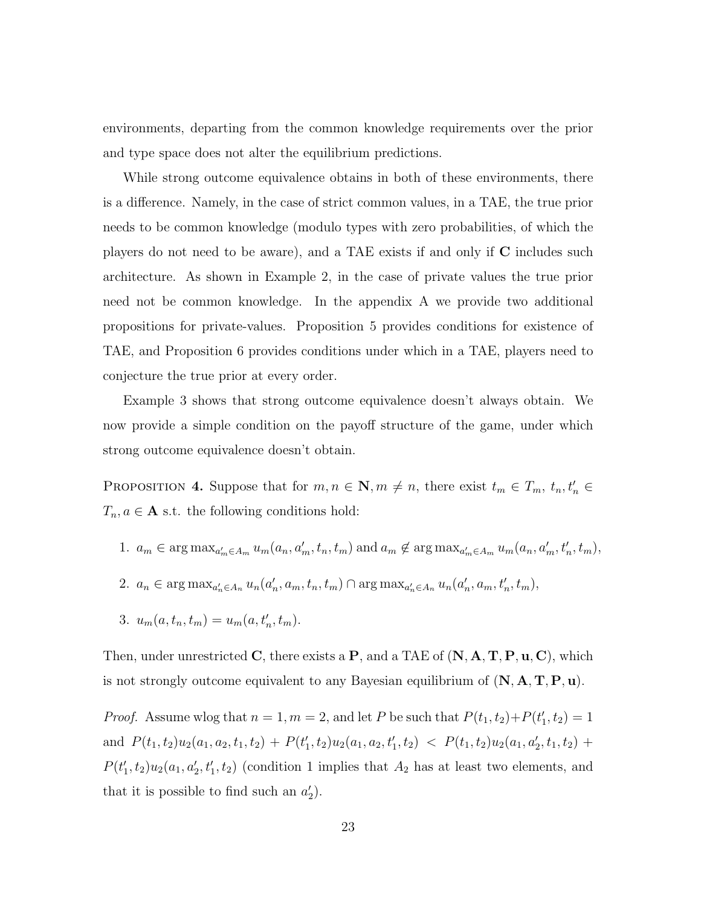environments, departing from the common knowledge requirements over the prior and type space does not alter the equilibrium predictions.

While strong outcome equivalence obtains in both of these environments, there is a difference. Namely, in the case of strict common values, in a TAE, the true prior needs to be common knowledge (modulo types with zero probabilities, of which the players do not need to be aware), and a TAE exists if and only if $\mathbf{C}$ includes such architecture. As shown in Example 2, in the case of private values the true prior need not be common knowledge. In the appendix A we provide two additional propositions for private-values. Proposition 5 provides conditions for existence of TAE, and Proposition 6 provides conditions under which in a TAE, players need to conjecture the true prior at every order.

Example 3 shows that strong outcome equivalence doesn't always obtain. We now provide a simple condition on the payoff structure of the game, under which strong outcome equivalence doesn't obtain.

**Proposition 4.** Suppose that for $m, n \in \mathbf{N}, m \neq n$, there exist $t_m \in T_m$, $t_n, t_n' \in T_n, a \in \mathbf{A}$ s.t. the following conditions hold:

1. $a_m \in \arg\max_{a_m' \in A_m} u_m(a_n, a_m', t_n, t_m)$ and $a_m \notin \arg\max_{a_m' \in A_m} u_m(a_n, a_m', t_n', t_m)$,
2. $a_n \in \arg\max_{a_n' \in A_n} u_n(a_n', a_m, t_n, t_m) \cap \arg\max_{a_n' \in A_n} u_n(a_n', a_m, t_n', t_m)$,
3. $u_m(a, t_n, t_m) = u_m(a, t_n', t_m)$.

Then, under unrestricted $\mathbf{C}$, there exists a $\mathbf{P}$, and a TAE of $(\mathbf{N}, \mathbf{A}, \mathbf{T}, \mathbf{P}, \mathbf{u}, \mathbf{C})$, which is not strongly outcome equivalent to any Bayesian equilibrium of $(\mathbf{N}, \mathbf{A}, \mathbf{T}, \mathbf{P}, \mathbf{u})$.

*Proof.* Assume wlog that $n = 1, m = 2$, and let $P$ be such that $P(t_1, t_2) + P(t_1', t_2) = 1$ and $P(t_1, t_2)u_2(a_1, a_2, t_1, t_2) + P(t_1', t_2)u_2(a_1, a_2, t_1', t_2) < P(t_1, t_2)u_2(a_1, a_2', t_1, t_2) + P(t_1', t_2)u_2(a_1, a_2', t_1', t_2)$ (condition 1 implies that $A_2$ has at least two elements, and that it is possible to find such an $a_2'$).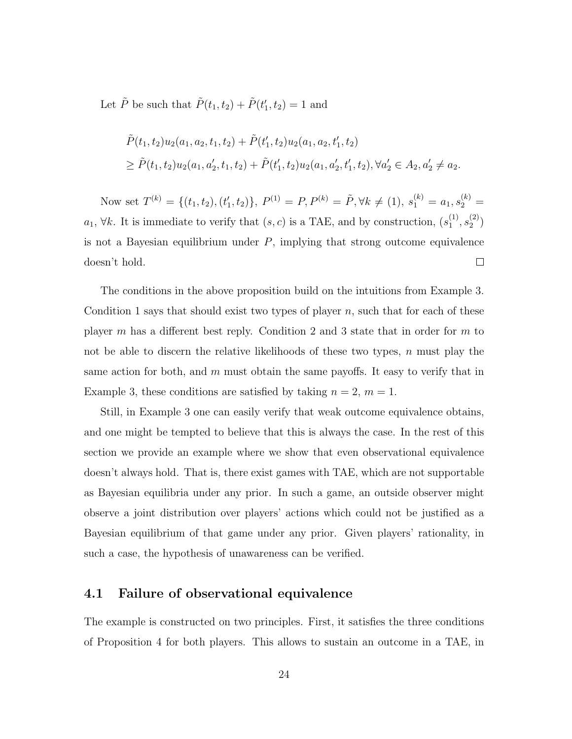Let $\tilde{P}$ be such that $\tilde{P}(t_1, t_2) + \tilde{P}(t'_1, t_2) = 1$ and

$$
\begin{aligned}
&\tilde{P}(t_1, t_2)u_2(a_1, a_2, t_1, t_2) + \tilde{P}(t'_1, t_2)u_2(a_1, a_2, t'_1, t_2) \\
&\geq \tilde{P}(t_1, t_2)u_2(a_1, a'_2, t_1, t_2) + \tilde{P}(t'_1, t_2)u_2(a_1, a'_2, t'_1, t_2), \forall a'_2 \in A_2, a'_2 \neq a_2.
\end{aligned}
$$

Now set $T^{(k)} = \{(t_1, t_2), (t'_1, t_2)\}$, $P^{(1)} = P, P^{(k)} = \tilde{P}, \forall k \neq (1)$, $s_1^{(k)} = a_1, s_2^{(k)} = a_1$, $\forall k$. It is immediate to verify that $(s, c)$ is a TAE, and by construction, $(s_1^{(1)}, s_2^{(2)})$ is not a Bayesian equilibrium under $P$, implying that strong outcome equivalence doesn't hold. $\square$

The conditions in the above proposition build on the intuitions from Example 3. Condition 1 says that should exist two types of player $n$, such that for each of these player $m$ has a different best reply. Condition 2 and 3 state that in order for $m$ to not be able to discern the relative likelihoods of these two types, $n$ must play the same action for both, and $m$ must obtain the same payoffs. It easy to verify that in Example 3, these conditions are satisfied by taking $n = 2$, $m = 1$.

Still, in Example 3 one can easily verify that weak outcome equivalence obtains, and one might be tempted to believe that this is always the case. In the rest of this section we provide an example where we show that even observational equivalence doesn't always hold. That is, there exist games with TAE, which are not supportable as Bayesian equilibria under any prior. In such a game, an outside observer might observe a joint distribution over players' actions which could not be justified as a Bayesian equilibrium of that game under any prior. Given players' rationality, in such a case, the hypothesis of unawareness can be verified.

## 4.1 Failure of observational equivalence

The example is constructed on two principles. First, it satisfies the three conditions of Proposition 4 for both players. This allows to sustain an outcome in a TAE, in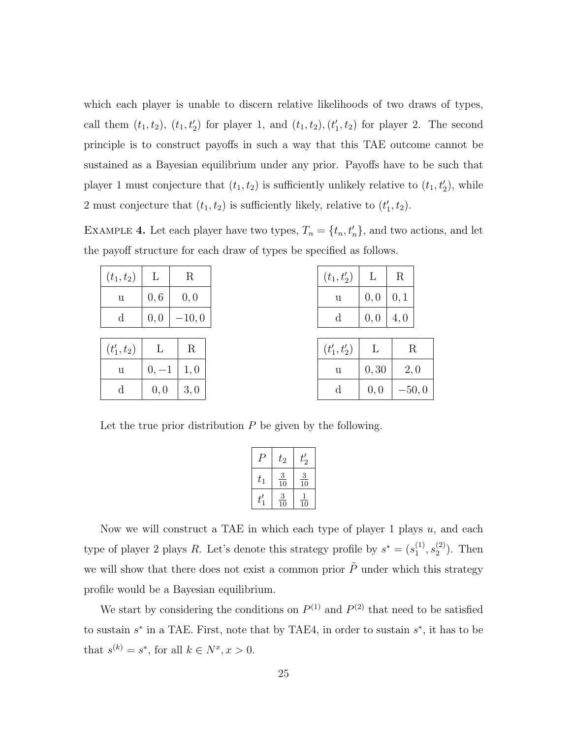which each player is unable to discern relative likelihoods of two draws of types, call them $(t_1, t_2)$, $(t_1, t'_2)$ for player 1, and $(t_1, t_2), (t'_1, t_2)$ for player 2. The second principle is to construct payoffs in such a way that this TAE outcome cannot be sustained as a Bayesian equilibrium under any prior. Payoffs have to be such that player 1 must conjecture that $(t_1, t_2)$ is sufficiently unlikely relative to $(t_1, t'_2)$, while 2 must conjecture that $(t_1, t_2)$ is sufficiently likely, relative to $(t'_1, t_2)$.

EXAMPLE **4.** Let each player have two types, $T_n = \{t_n, t'_n\}$, and two actions, and let the payoff structure for each draw of types be specified as follows.

| $(t_1, t_2)$ | L | R |
|---|---|---|
| u | $0, 6$ | $0, 0$ |
| d | $0, 0$ | $-10, 0$ |

| $(t_1, t'_2)$ | L | R |
|---|---|---|
| u | $0, 0$ | $0, 1$ |
| d | $0, 0$ | $4, 0$ |

| $(t'_1, t_2)$ | L | R |
|---|---|---|
| u | $0, -1$ | $1, 0$ |
| d | $0, 0$ | $3, 0$ |

| $(t'_1, t'_2)$ | L | R |
|---|---|---|
| u | $0, 30$ | $2, 0$ |
| d | $0, 0$ | $-50, 0$ |

Let the true prior distribution $P$ be given by the following.

| $P$ | $t_2$ | $t'_2$ |
|---|---|---|
| $t_1$ | $\frac{3}{10}$ | $\frac{3}{10}$ |
| $t'_1$ | $\frac{3}{10}$ | $\frac{1}{10}$ |

Now we will construct a TAE in which each type of player 1 plays $u$, and each type of player 2 plays $R$. Let's denote this strategy profile by $s^* = (s_1^{(1)}, s_2^{(2)})$. Then we will show that there does not exist a common prior $\tilde{P}$ under which this strategy profile would be a Bayesian equilibrium.

We start by considering the conditions on $P^{(1)}$ and $P^{(2)}$ that need to be satisfied to sustain $s^*$ in a TAE. First, note that by TAE4, in order to sustain $s^*$, it has to be that $s^{(k)} = s^*$, for all $k \in N^x, x > 0$.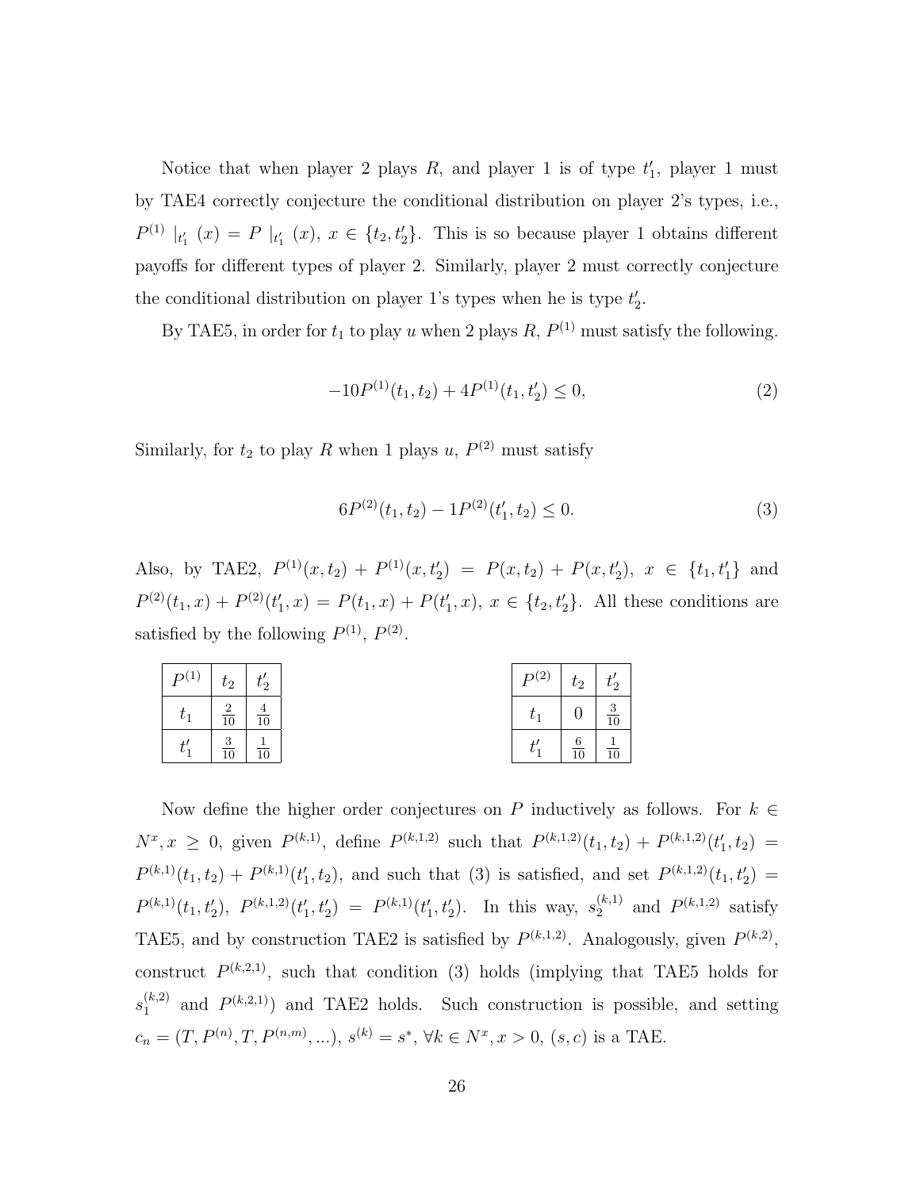Notice that when player 2 plays $R$, and player 1 is of type $t_1'$, player 1 must by TAE4 correctly conjecture the conditional distribution on player 2's types, i.e., $P^{(1)} \mid_{t_1'} (x) = P \mid_{t_1'} (x)$, $x \in \{t_2, t_2'\}$. This is so because player 1 obtains different payoffs for different types of player 2. Similarly, player 2 must correctly conjecture the conditional distribution on player 1's types when he is type $t_2'$.

By TAE5, in order for $t_1$ to play $u$ when 2 plays $R$, $P^{(1)}$ must satisfy the following.

$$-10P^{(1)}(t_1, t_2) + 4P^{(1)}(t_1, t_2') \leq 0, \tag{2}$$

Similarly, for $t_2$ to play $R$ when 1 plays $u$, $P^{(2)}$ must satisfy

$$6P^{(2)}(t_1, t_2) - 1P^{(2)}(t_1', t_2) \leq 0. \tag{3}$$

Also, by TAE2, $P^{(1)}(x, t_2) + P^{(1)}(x, t_2') = P(x, t_2) + P(x, t_2')$, $x \in \{t_1, t_1'\}$ and $P^{(2)}(t_1, x) + P^{(2)}(t_1', x) = P(t_1, x) + P(t_1', x)$, $x \in \{t_2, t_2'\}$. All these conditions are satisfied by the following $P^{(1)}$, $P^{(2)}$.

| $P^{(1)}$ | $t_2$ | $t_2'$ |
|---|---|---|
| $t_1$ | $\frac{2}{10}$ | $\frac{4}{10}$ |
| $t_1'$ | $\frac{3}{10}$ | $\frac{1}{10}$ |

| $P^{(2)}$ | $t_2$ | $t_2'$ |
|---|---|---|
| $t_1$ | $0$ | $\frac{3}{10}$ |
| $t_1'$ | $\frac{6}{10}$ | $\frac{1}{10}$ |

Now define the higher order conjectures on $P$ inductively as follows. For $k \in N^x, x \geq 0$, given $P^{(k,1)}$, define $P^{(k,1,2)}$ such that $P^{(k,1,2)}(t_1, t_2) + P^{(k,1,2)}(t_1', t_2) = P^{(k,1)}(t_1, t_2) + P^{(k,1)}(t_1', t_2)$, and such that (3) is satisfied, and set $P^{(k,1,2)}(t_1, t_2') = P^{(k,1)}(t_1, t_2')$, $P^{(k,1,2)}(t_1', t_2') = P^{(k,1)}(t_1', t_2')$. In this way, $s_2^{(k,1)}$ and $P^{(k,1,2)}$ satisfy TAE5, and by construction TAE2 is satisfied by $P^{(k,1,2)}$. Analogously, given $P^{(k,2)}$, construct $P^{(k,2,1)}$, such that condition (3) holds (implying that TAE5 holds for $s_1^{(k,2)}$ and $P^{(k,2,1)}$) and TAE2 holds. Such construction is possible, and setting $c_n = (T, P^{(n)}, T, P^{(n,m)}, \ldots)$, $s^{(k)} = s^*$, $\forall k \in N^x, x > 0$, $(s, c)$ is a TAE.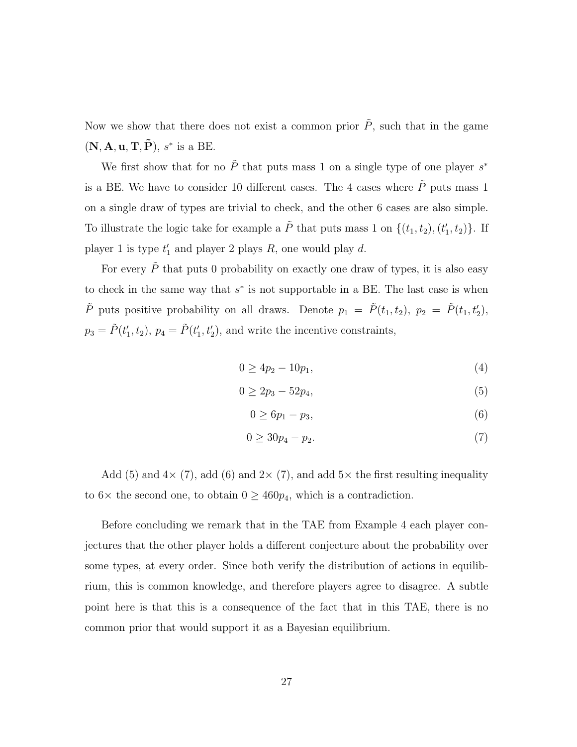Now we show that there does not exist a common prior $\tilde{P}$, such that in the game $(\mathbf{N}, \mathbf{A}, \mathbf{u}, \mathbf{T}, \tilde{\mathbf{P}})$, $s^*$ is a BE.

We first show that for no $\tilde{P}$ that puts mass 1 on a single type of one player $s^*$ is a BE. We have to consider 10 different cases. The 4 cases where $\tilde{P}$ puts mass 1 on a single draw of types are trivial to check, and the other 6 cases are also simple. To illustrate the logic take for example a $\tilde{P}$ that puts mass 1 on $\{(t_1, t_2), (t_1', t_2)\}$. If player 1 is type $t_1'$ and player 2 plays $R$, one would play $d$.

For every $\tilde{P}$ that puts 0 probability on exactly one draw of types, it is also easy to check in the same way that $s^*$ is not supportable in a BE. The last case is when $\tilde{P}$ puts positive probability on all draws. Denote $p_1 = \tilde{P}(t_1, t_2)$, $p_2 = \tilde{P}(t_1, t_2')$, $p_3 = \tilde{P}(t_1', t_2)$, $p_4 = \tilde{P}(t_1', t_2')$, and write the incentive constraints,

$$0 \geq 4p_2 - 10p_1, \tag{4}$$

$$0 \geq 2p_3 - 52p_4, \tag{5}$$

$$0 \geq 6p_1 - p_3, \tag{6}$$

$$0 \geq 30p_4 - p_2. \tag{7}$$

Add (5) and $4\times$ (7), add (6) and $2\times$ (7), and add $5\times$ the first resulting inequality to $6\times$ the second one, to obtain $0 \geq 460p_4$, which is a contradiction.

Before concluding we remark that in the TAE from Example 4 each player conjectures that the other player holds a different conjecture about the probability over some types, at every order. Since both verify the distribution of actions in equilibrium, this is common knowledge, and therefore players agree to disagree. A subtle point here is that this is a consequence of the fact that in this TAE, there is no common prior that would support it as a Bayesian equilibrium.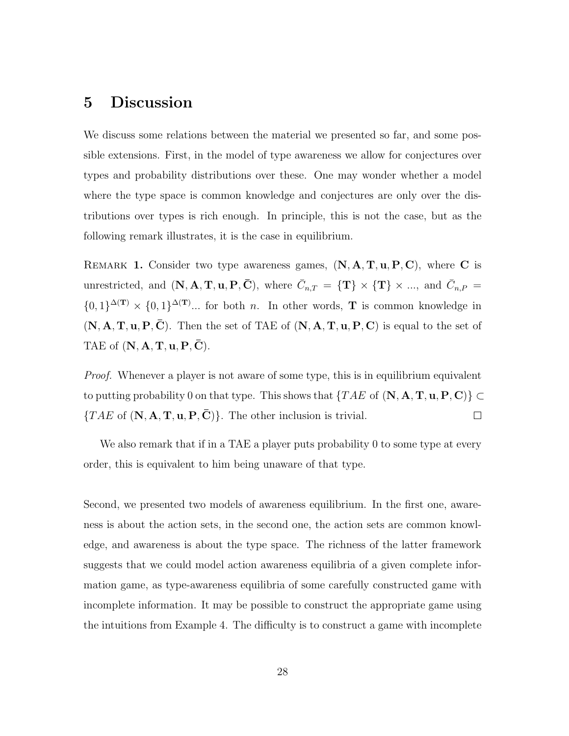## 5 Discussion

We discuss some relations between the material we presented so far, and some possible extensions. First, in the model of type awareness we allow for conjectures over types and probability distributions over these. One may wonder whether a model where the type space is common knowledge and conjectures are only over the distributions over types is rich enough. In principle, this is not the case, but as the following remark illustrates, it is the case in equilibrium.

Remark 1. Consider two type awareness games, $(\mathbf{N}, \mathbf{A}, \mathbf{T}, \mathbf{u}, \mathbf{P}, \mathbf{C})$, where $\mathbf{C}$ is unrestricted, and $(\mathbf{N}, \mathbf{A}, \mathbf{T}, \mathbf{u}, \mathbf{P}, \bar{\mathbf{C}})$, where $\bar{C}_{n,T} = \{\mathbf{T}\} \times \{\mathbf{T}\} \times ...$, and $\bar{C}_{n,P} = \{0,1\}^{\Delta(\mathbf{T})} \times \{0,1\}^{\Delta(\mathbf{T})}...$ for both $n$. In other words, $\mathbf{T}$ is common knowledge in $(\mathbf{N}, \mathbf{A}, \mathbf{T}, \mathbf{u}, \mathbf{P}, \bar{\mathbf{C}})$. Then the set of TAE of $(\mathbf{N}, \mathbf{A}, \mathbf{T}, \mathbf{u}, \mathbf{P}, \mathbf{C})$ is equal to the set of TAE of $(\mathbf{N}, \mathbf{A}, \mathbf{T}, \mathbf{u}, \mathbf{P}, \bar{\mathbf{C}})$.

*Proof.* Whenever a player is not aware of some type, this is in equilibrium equivalent to putting probability 0 on that type. This shows that $\{TAE \text{ of } (\mathbf{N}, \mathbf{A}, \mathbf{T}, \mathbf{u}, \mathbf{P}, \mathbf{C})\} \subset \{TAE \text{ of } (\mathbf{N}, \mathbf{A}, \mathbf{T}, \mathbf{u}, \mathbf{P}, \bar{\mathbf{C}})\}$. The other inclusion is trivial. $\square$

We also remark that if in a TAE a player puts probability 0 to some type at every order, this is equivalent to him being unaware of that type.

Second, we presented two models of awareness equilibrium. In the first one, awareness is about the action sets, in the second one, the action sets are common knowledge, and awareness is about the type space. The richness of the latter framework suggests that we could model action awareness equilibria of a given complete information game, as type-awareness equilibria of some carefully constructed game with incomplete information. It may be possible to construct the appropriate game using the intuitions from Example 4. The difficulty is to construct a game with incomplete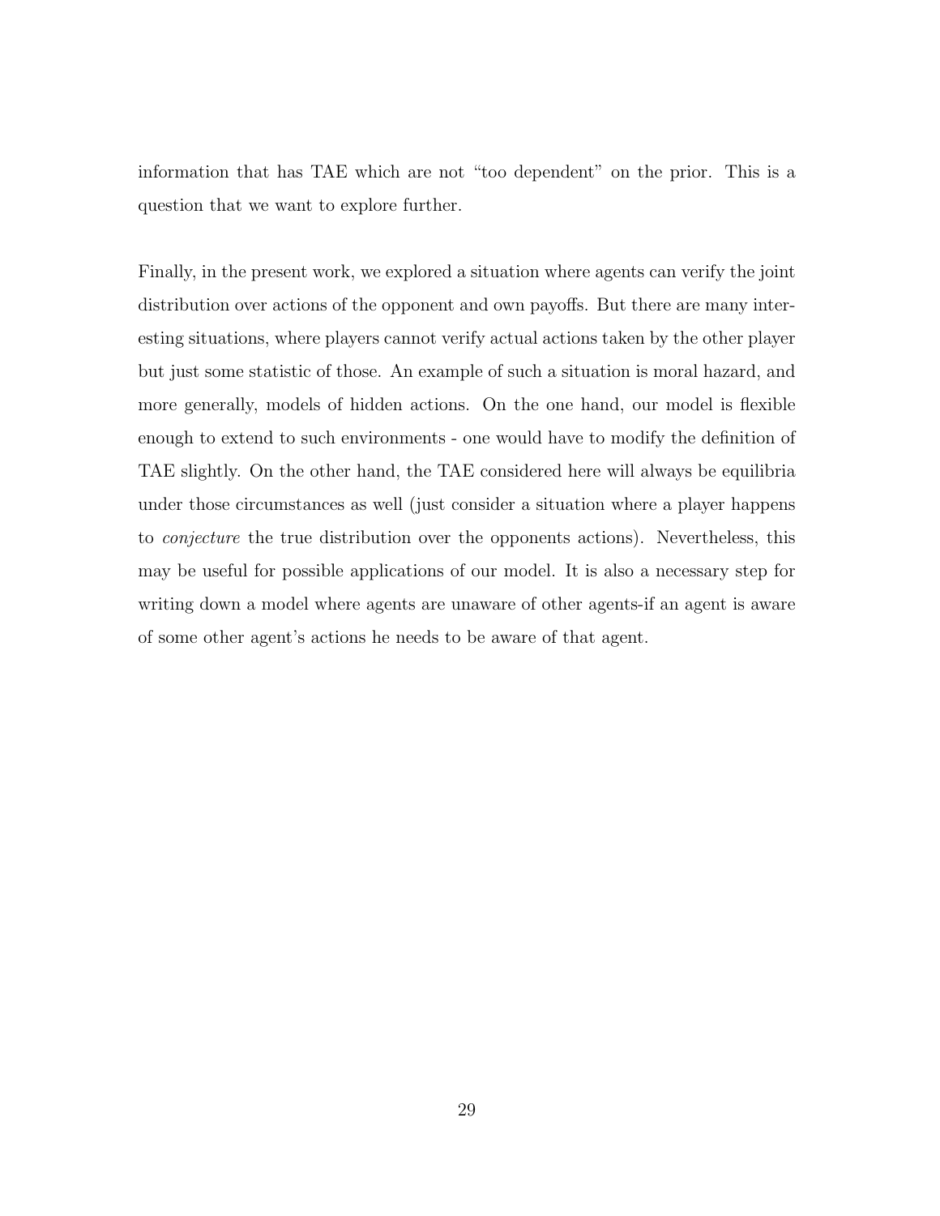information that has TAE which are not "too dependent" on the prior. This is a question that we want to explore further.

Finally, in the present work, we explored a situation where agents can verify the joint distribution over actions of the opponent and own payoffs. But there are many interesting situations, where players cannot verify actual actions taken by the other player but just some statistic of those. An example of such a situation is moral hazard, and more generally, models of hidden actions. On the one hand, our model is flexible enough to extend to such environments - one would have to modify the definition of TAE slightly. On the other hand, the TAE considered here will always be equilibria under those circumstances as well (just consider a situation where a player happens to *conjecture* the true distribution over the opponents actions). Nevertheless, this may be useful for possible applications of our model. It is also a necessary step for writing down a model where agents are unaware of other agents-if an agent is aware of some other agent's actions he needs to be aware of that agent.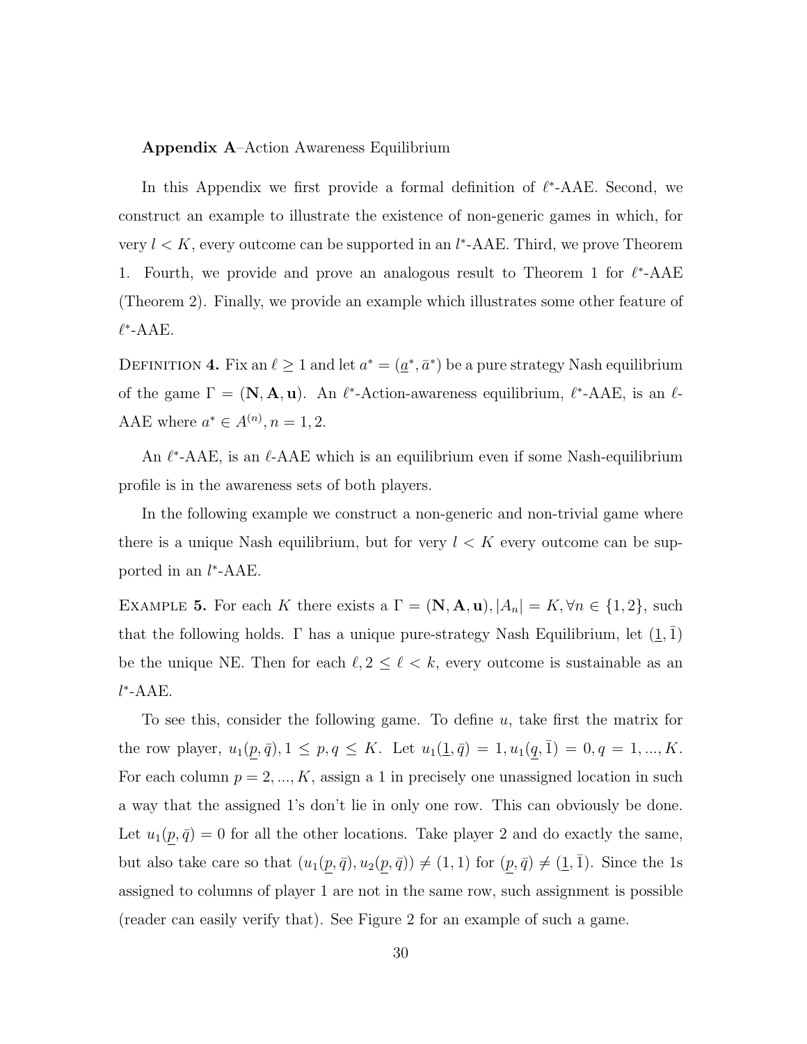**Appendix A**–Action Awareness Equilibrium

In this Appendix we first provide a formal definition of $\ell^*$-AAE. Second, we construct an example to illustrate the existence of non-generic games in which, for very $l < K$, every outcome can be supported in an $l^*$-AAE. Third, we prove Theorem 1. Fourth, we provide and prove an analogous result to Theorem 1 for $\ell^*$-AAE (Theorem 2). Finally, we provide an example which illustrates some other feature of $\ell^*$-AAE.

Definition **4.** Fix an $\ell \geq 1$ and let $a^* = (\underline{a}^*, \bar{a}^*)$ be a pure strategy Nash equilibrium of the game $\Gamma = (\mathbf{N}, \mathbf{A}, \mathbf{u})$. An $\ell^*$-Action-awareness equilibrium, $\ell^*$-AAE, is an $\ell$-AAE where $a^* \in A^{(n)}, n = 1, 2$.

An $\ell^*$-AAE, is an $\ell$-AAE which is an equilibrium even if some Nash-equilibrium profile is in the awareness sets of both players.

In the following example we construct a non-generic and non-trivial game where there is a unique Nash equilibrium, but for very $l < K$ every outcome can be supported in an $l^*$-AAE.

Example **5.** For each $K$ there exists a $\Gamma = (\mathbf{N}, \mathbf{A}, \mathbf{u}), |A_n| = K, \forall n \in \{1, 2\}$, such that the following holds. $\Gamma$ has a unique pure-strategy Nash Equilibrium, let $(\underline{1}, \bar{1})$ be the unique NE. Then for each $\ell, 2 \leq \ell < k$, every outcome is sustainable as an $l^*$-AAE.

To see this, consider the following game. To define $u$, take first the matrix for the row player, $u_1(\underline{p}, \bar{q}), 1 \leq p, q \leq K$. Let $u_1(\underline{1}, \bar{q}) = 1, u_1(\underline{q}, \bar{1}) = 0, q = 1, ..., K$. For each column $p = 2, ..., K$, assign a 1 in precisely one unassigned location in such a way that the assigned 1's don't lie in only one row. This can obviously be done. Let $u_1(\underline{p}, \bar{q}) = 0$ for all the other locations. Take player 2 and do exactly the same, but also take care so that $(u_1(\underline{p}, \bar{q}), u_2(\underline{p}, \bar{q})) \neq (1, 1)$ for $(\underline{p}, \bar{q}) \neq (\underline{1}, \bar{1})$. Since the 1s assigned to columns of player 1 are not in the same row, such assignment is possible (reader can easily verify that). See Figure 2 for an example of such a game.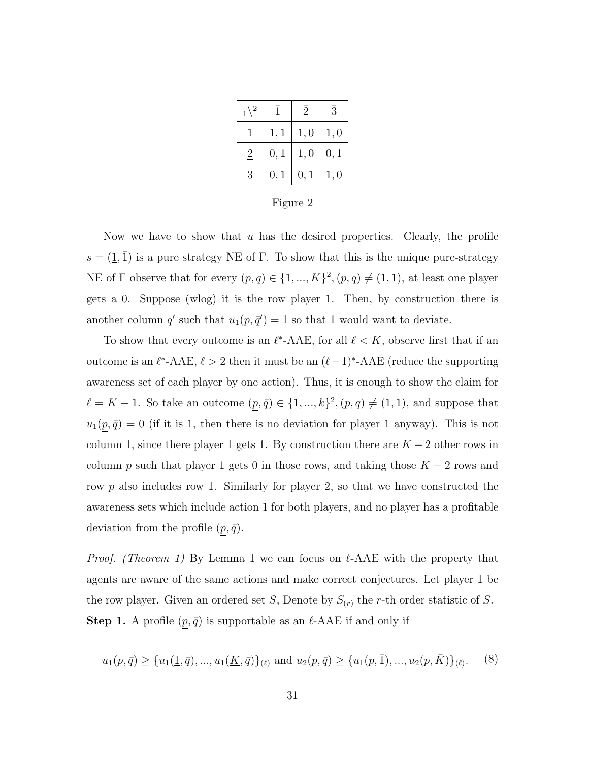| $_1\backslash^2$ | $\bar{1}$ | $\bar{2}$ | $\bar{3}$ |
|---|---|---|---|
| $\underline{1}$ | $1,1$ | $1,0$ | $1,0$ |
| $\underline{2}$ | $0,1$ | $1,0$ | $0,1$ |
| $\underline{3}$ | $0,1$ | $0,1$ | $1,0$ |

Figure 2

Now we have to show that $u$ has the desired properties. Clearly, the profile $s = (\underline{1}, \bar{1})$ is a pure strategy NE of $\Gamma$. To show that this is the unique pure-strategy NE of $\Gamma$ observe that for every $(p, q) \in \{1, ..., K\}^2, (p, q) \neq (1, 1)$, at least one player gets a 0. Suppose (wlog) it is the row player 1. Then, by construction there is another column $q'$ such that $u_1(\underline{p}, \bar{q}') = 1$ so that 1 would want to deviate.

To show that every outcome is an $\ell^*$-AAE, for all $\ell < K$, observe first that if an outcome is an $\ell^*$-AAE, $\ell > 2$ then it must be an $(\ell-1)^*$-AAE (reduce the supporting awareness set of each player by one action). Thus, it is enough to show the claim for $\ell = K - 1$. So take an outcome $(\underline{p}, \bar{q}) \in \{1, ..., k\}^2, (p, q) \neq (1, 1)$, and suppose that $u_1(\underline{p}, \bar{q}) = 0$ (if it is 1, then there is no deviation for player 1 anyway). This is not column 1, since there player 1 gets 1. By construction there are $K - 2$ other rows in column $p$ such that player 1 gets 0 in those rows, and taking those $K - 2$ rows and row $p$ also includes row 1. Similarly for player 2, so that we have constructed the awareness sets which include action 1 for both players, and no player has a profitable deviation from the profile $(\underline{p}, \bar{q})$.

*Proof. (Theorem 1)* By Lemma 1 we can focus on $\ell$-AAE with the property that agents are aware of the same actions and make correct conjectures. Let player 1 be the row player. Given an ordered set $S$, Denote by $S_{(r)}$ the $r$-th order statistic of $S$.

**Step 1.** A profile $(\underline{p}, \bar{q})$ is supportable as an $\ell$-AAE if and only if

$$u_1(\underline{p}, \bar{q}) \geq \{u_1(\underline{1}, \bar{q}), ..., u_1(\underline{K}, \bar{q})\}_{(\ell)} \text{ and } u_2(\underline{p}, \bar{q}) \geq \{u_1(\underline{p}, \bar{1}), ..., u_2(\underline{p}, \bar{K})\}_{(\ell)}. \quad (8)$$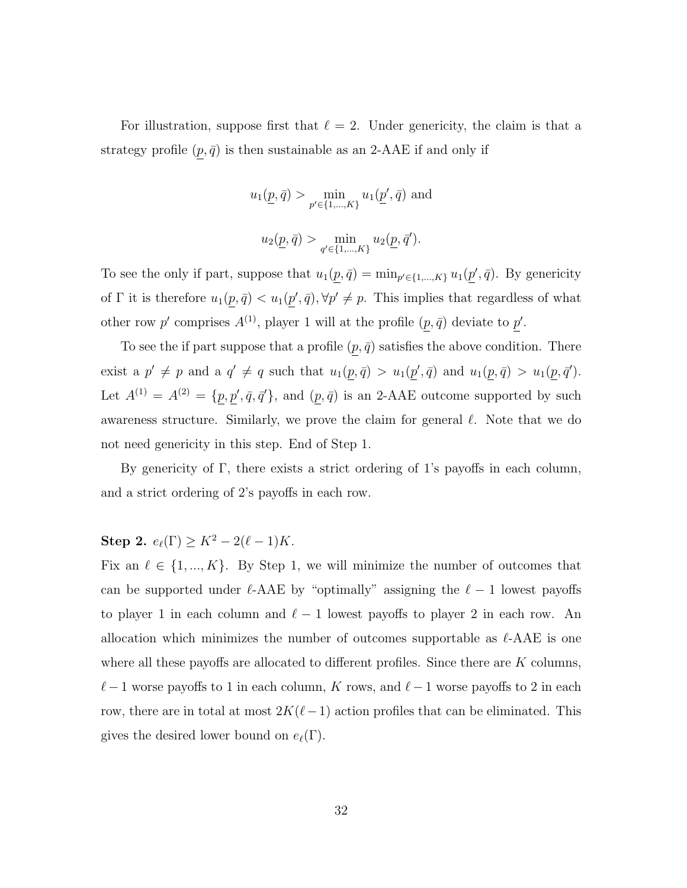For illustration, suppose first that $\ell = 2$. Under genericity, the claim is that a strategy profile $(\underline{p}, \bar{q})$ is then sustainable as an 2-AAE if and only if

$$u_1(\underline{p}, \bar{q}) > \min_{p' \in \{1,...,K\}} u_1(\underline{p}', \bar{q}) \text{ and}$$

$$u_2(\underline{p}, \bar{q}) > \min_{q' \in \{1,...,K\}} u_2(\underline{p}, \bar{q}').$$

To see the only if part, suppose that $u_1(\underline{p}, \bar{q}) = \min_{p' \in \{1,...,K\}} u_1(\underline{p}', \bar{q})$. By genericity of $\Gamma$ it is therefore $u_1(\underline{p}, \bar{q}) < u_1(\underline{p}', \bar{q}), \forall p' \neq p$. This implies that regardless of what other row $p'$ comprises $A^{(1)}$, player 1 will at the profile $(\underline{p}, \bar{q})$ deviate to $\underline{p}'$.

To see the if part suppose that a profile $(\underline{p}, \bar{q})$ satisfies the above condition. There exist a $p' \neq p$ and a $q' \neq q$ such that $u_1(\underline{p}, \bar{q}) > u_1(\underline{p}', \bar{q})$ and $u_1(\underline{p}, \bar{q}) > u_1(\underline{p}, \bar{q}')$. Let $A^{(1)} = A^{(2)} = \{\underline{p}, \underline{p}', \bar{q}, \bar{q}'\}$, and $(\underline{p}, \bar{q})$ is an 2-AAE outcome supported by such awareness structure. Similarly, we prove the claim for general $\ell$. Note that we do not need genericity in this step. End of Step 1.

By genericity of $\Gamma$, there exists a strict ordering of 1's payoffs in each column, and a strict ordering of 2's payoffs in each row.

**Step 2.** $e_\ell(\Gamma) \geq K^2 - 2(\ell - 1)K$.

Fix an $\ell \in \{1, ..., K\}$. By Step 1, we will minimize the number of outcomes that can be supported under $\ell$-AAE by "optimally" assigning the $\ell - 1$ lowest payoffs to player 1 in each column and $\ell - 1$ lowest payoffs to player 2 in each row. An allocation which minimizes the number of outcomes supportable as $\ell$-AAE is one where all these payoffs are allocated to different profiles. Since there are $K$ columns, $\ell - 1$ worse payoffs to 1 in each column, $K$ rows, and $\ell - 1$ worse payoffs to 2 in each row, there are in total at most $2K(\ell - 1)$ action profiles that can be eliminated. This gives the desired lower bound on $e_\ell(\Gamma)$.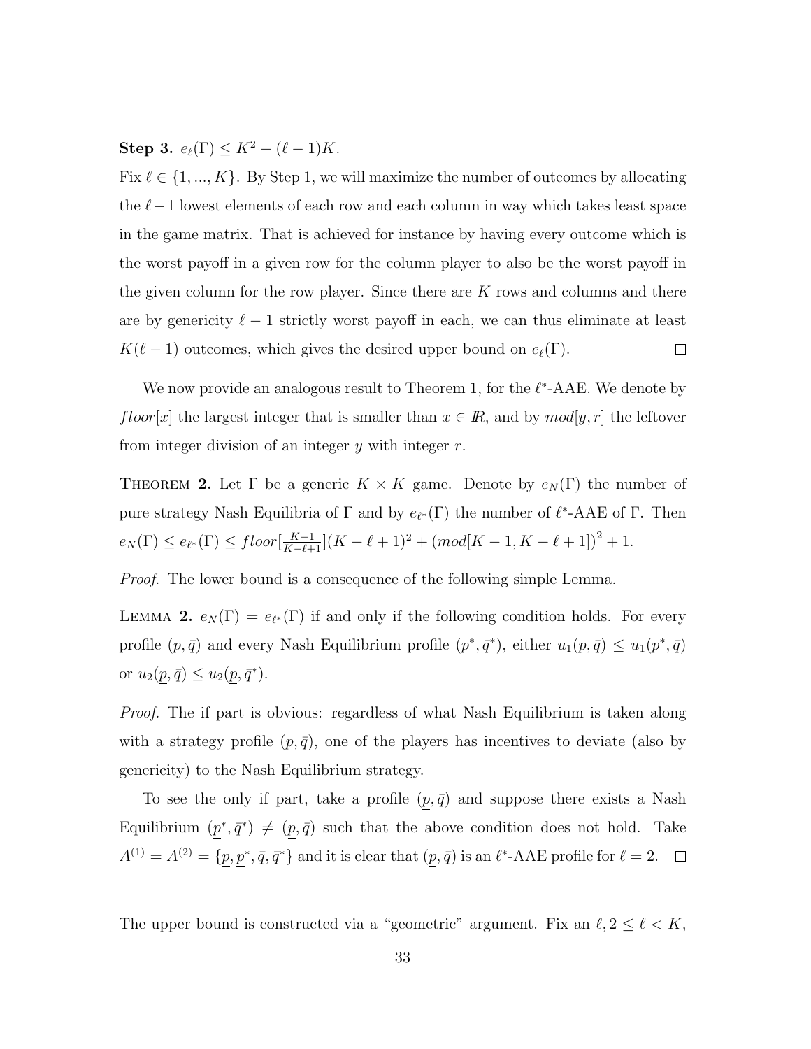**Step 3.** $e_\ell(\Gamma) \leq K^2 - (\ell - 1)K$.

Fix $\ell \in \{1, ..., K\}$. By Step 1, we will maximize the number of outcomes by allocating the $\ell - 1$ lowest elements of each row and each column in way which takes least space in the game matrix. That is achieved for instance by having every outcome which is the worst payoff in a given row for the column player to also be the worst payoff in the given column for the row player. Since there are $K$ rows and columns and there are by genericity $\ell - 1$ strictly worst payoff in each, we can thus eliminate at least $K(\ell - 1)$ outcomes, which gives the desired upper bound on $e_\ell(\Gamma)$. $\square$

We now provide an analogous result to Theorem 1, for the $\ell^*$-AAE. We denote by $floor[x]$ the largest integer that is smaller than $x \in I\!R$, and by $mod[y, r]$ the leftover from integer division of an integer $y$ with integer $r$.

THEOREM **2.** Let $\Gamma$ be a generic $K \times K$ game. Denote by $e_N(\Gamma)$ the number of pure strategy Nash Equilibria of $\Gamma$ and by $e_{\ell^*}(\Gamma)$ the number of $\ell^*$-AAE of $\Gamma$. Then $e_N(\Gamma) \leq e_{\ell^*}(\Gamma) \leq floor[\frac{K-1}{K-\ell+1}](K - \ell + 1)^2 + (mod[K - 1, K - \ell + 1])^2 + 1$.

*Proof.* The lower bound is a consequence of the following simple Lemma.

LEMMA **2.** $e_N(\Gamma) = e_{\ell^*}(\Gamma)$ if and only if the following condition holds. For every profile $(\underline{p}, \bar{q})$ and every Nash Equilibrium profile $(\underline{p}^*, \bar{q}^*)$, either $u_1(\underline{p}, \bar{q}) \leq u_1(\underline{p}^*, \bar{q})$ or $u_2(\underline{p}, \bar{q}) \leq u_2(\underline{p}, \bar{q}^*)$.

*Proof.* The if part is obvious: regardless of what Nash Equilibrium is taken along with a strategy profile $(\underline{p}, \bar{q})$, one of the players has incentives to deviate (also by genericity) to the Nash Equilibrium strategy.

To see the only if part, take a profile $(\underline{p}, \bar{q})$ and suppose there exists a Nash Equilibrium $(\underline{p}^*, \bar{q}^*) \neq (\underline{p}, \bar{q})$ such that the above condition does not hold. Take $A^{(1)} = A^{(2)} = \{\underline{p}, \underline{p}^*, \bar{q}, \bar{q}^*\}$ and it is clear that $(\underline{p}, \bar{q})$ is an $\ell^*$-AAE profile for $\ell = 2$. $\square$

The upper bound is constructed via a "geometric" argument. Fix an $\ell, 2 \leq \ell < K$,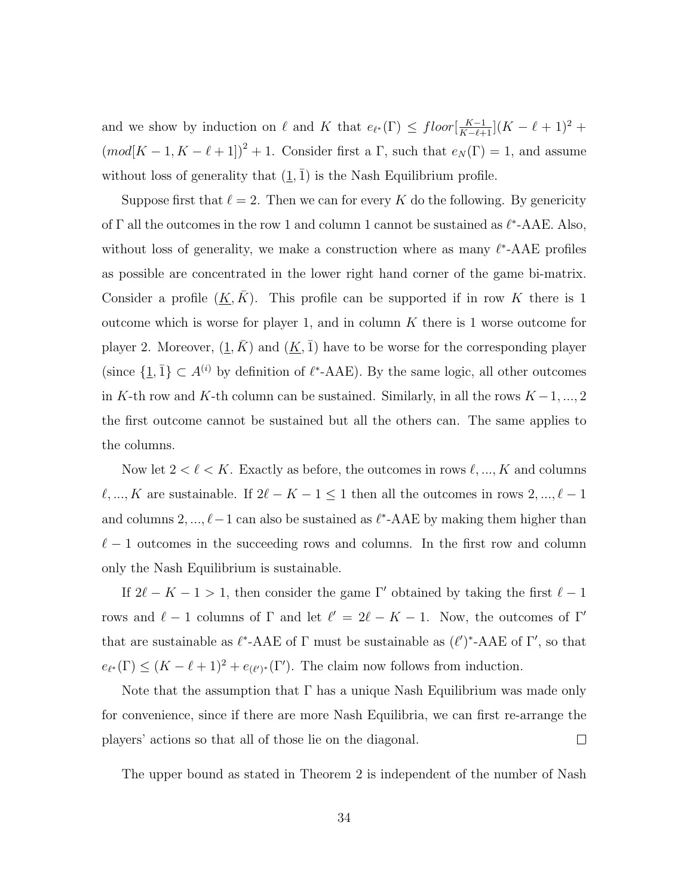and we show by induction on $\ell$ and $K$ that $e_{\ell^*}(\Gamma) \leq floor[\frac{K-1}{K-\ell+1}](K-\ell+1)^2 + (mod[K-1, K-\ell+1])^2 + 1$. Consider first a $\Gamma$, such that $e_N(\Gamma) = 1$, and assume without loss of generality that $(\underline{1}, \bar{1})$ is the Nash Equilibrium profile.

Suppose first that $\ell = 2$. Then we can for every $K$ do the following. By genericity of $\Gamma$ all the outcomes in the row 1 and column 1 cannot be sustained as $\ell^*$-AAE. Also, without loss of generality, we make a construction where as many $\ell^*$-AAE profiles as possible are concentrated in the lower right hand corner of the game bi-matrix. Consider a profile $(\underline{K}, \bar{K})$. This profile can be supported if in row $K$ there is 1 outcome which is worse for player 1, and in column $K$ there is 1 worse outcome for player 2. Moreover, $(\underline{1}, \bar{K})$ and $(\underline{K}, \bar{1})$ have to be worse for the corresponding player (since $\{\underline{1}, \bar{1}\} \subset A^{(i)}$ by definition of $\ell^*$-AAE). By the same logic, all other outcomes in $K$-th row and $K$-th column can be sustained. Similarly, in all the rows $K-1, ..., 2$ the first outcome cannot be sustained but all the others can. The same applies to the columns.

Now let $2 < \ell < K$. Exactly as before, the outcomes in rows $\ell, ..., K$ and columns $\ell, ..., K$ are sustainable. If $2\ell - K - 1 \leq 1$ then all the outcomes in rows $2, ..., \ell - 1$ and columns $2, ..., \ell - 1$ can also be sustained as $\ell^*$-AAE by making them higher than $\ell - 1$ outcomes in the succeeding rows and columns. In the first row and column only the Nash Equilibrium is sustainable.

If $2\ell - K - 1 > 1$, then consider the game $\Gamma'$ obtained by taking the first $\ell - 1$ rows and $\ell - 1$ columns of $\Gamma$ and let $\ell' = 2\ell - K - 1$. Now, the outcomes of $\Gamma'$ that are sustainable as $\ell^*$-AAE of $\Gamma$ must be sustainable as $(\ell')^*$-AAE of $\Gamma'$, so that $e_{\ell^*}(\Gamma) \leq (K - \ell + 1)^2 + e_{(\ell')^*}(\Gamma')$. The claim now follows from induction.

Note that the assumption that $\Gamma$ has a unique Nash Equilibrium was made only for convenience, since if there are more Nash Equilibria, we can first re-arrange the players' actions so that all of those lie on the diagonal. $\square$

The upper bound as stated in Theorem 2 is independent of the number of Nash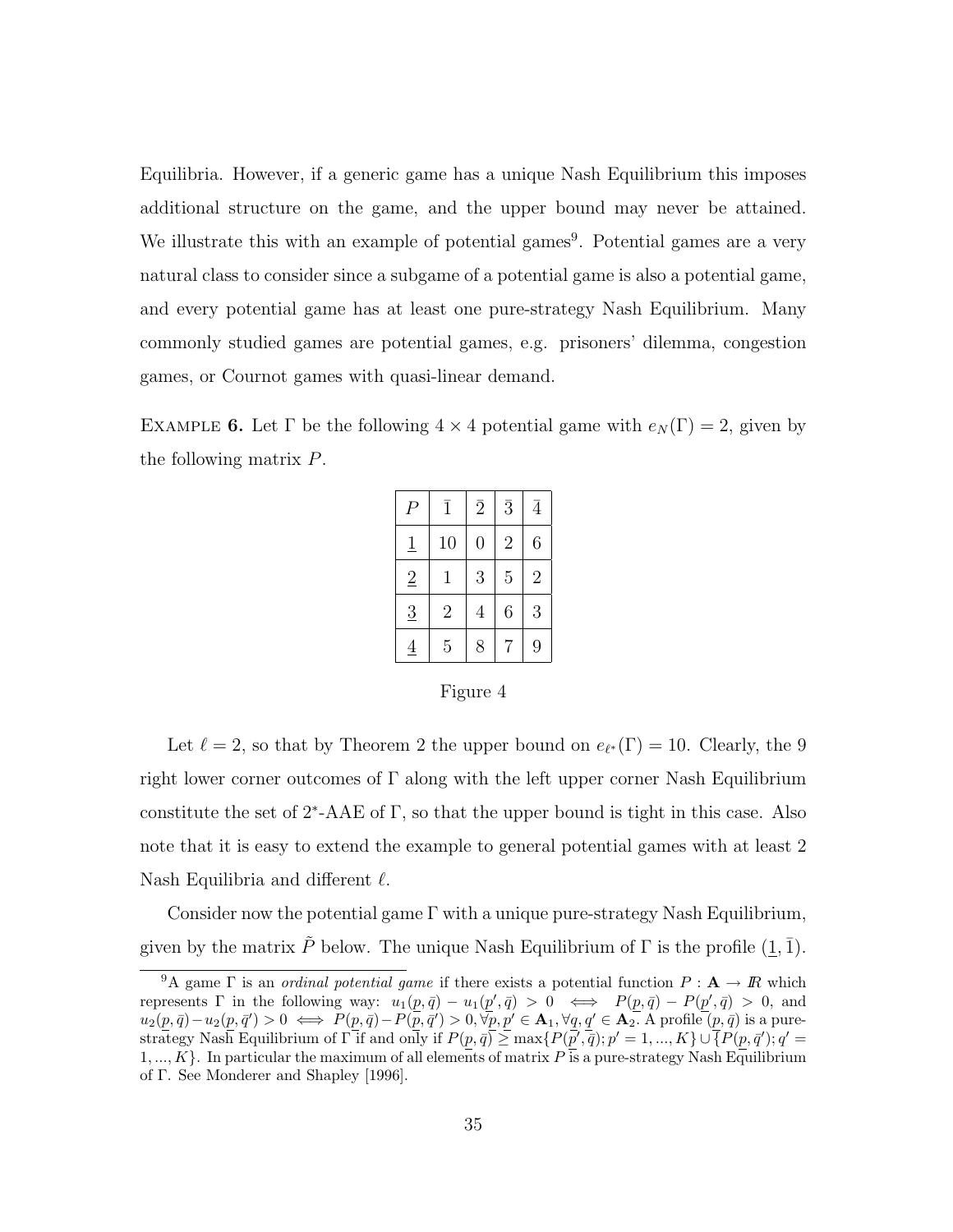Equilibria. However, if a generic game has a unique Nash Equilibrium this imposes additional structure on the game, and the upper bound may never be attained. We illustrate this with an example of potential games[9]. Potential games are a very natural class to consider since a subgame of a potential game is also a potential game, and every potential game has at least one pure-strategy Nash Equilibrium. Many commonly studied games are potential games, e.g. prisoners' dilemma, congestion games, or Cournot games with quasi-linear demand.

EXAMPLE **6.** Let $\Gamma$ be the following $4 \times 4$ potential game with $e_N(\Gamma) = 2$, given by the following matrix $P$.

| $P$ | $\bar{1}$ | $\bar{2}$ | $\bar{3}$ | $\bar{4}$ |
|---|---|---|---|---|
| $\underline{1}$ | 10 | 0 | 2 | 6 |
| $\underline{2}$ | 1 | 3 | 5 | 2 |
| $\underline{3}$ | 2 | 4 | 6 | 3 |
| $\underline{4}$ | 5 | 8 | 7 | 9 |

Figure 4

Let $\ell = 2$, so that by Theorem 2 the upper bound on $e_{\ell^*}(\Gamma) = 10$. Clearly, the 9 right lower corner outcomes of $\Gamma$ along with the left upper corner Nash Equilibrium constitute the set of $2^*$-AAE of $\Gamma$, so that the upper bound is tight in this case. Also note that it is easy to extend the example to general potential games with at least 2 Nash Equilibria and different $\ell$.

Consider now the potential game $\Gamma$ with a unique pure-strategy Nash Equilibrium, given by the matrix $\tilde{P}$ below. The unique Nash Equilibrium of $\Gamma$ is the profile $(\underline{1}, \bar{1})$.

---

[9] A game $\Gamma$ is an *ordinal potential game* if there exists a potential function $P : \mathbf{A} \to I\!R$ which represents $\Gamma$ in the following way: $u_1(\underline{p}, \bar{q}) - u_1(\underline{p}', \bar{q}) > 0 \iff P(\underline{p}, \bar{q}) - P(\underline{p}', \bar{q}) > 0$, and $u_2(\underline{p}, \bar{q}) - u_2(\underline{p}, \bar{q}') > 0 \iff P(\underline{p}, \bar{q}) - P(\underline{p}, \bar{q}') > 0, \forall \underline{p}, \underline{p}' \in \mathbf{A}_1, \forall \bar{q}, \bar{q}' \in \mathbf{A}_2$. A profile $(\underline{p}, \bar{q})$ is a pure-strategy Nash Equilibrium of $\Gamma$ if and only if $P(\underline{p}, \bar{q}) \geq \max\{P(\underline{p}', \bar{q}); p' = 1, ..., K\} \cup \{P(\underline{p}, \bar{q}'); q' = 1, ..., K\}$. In particular the maximum of all elements of matrix $P$ is a pure-strategy Nash Equilibrium of $\Gamma$. See Monderer and Shapley [1996].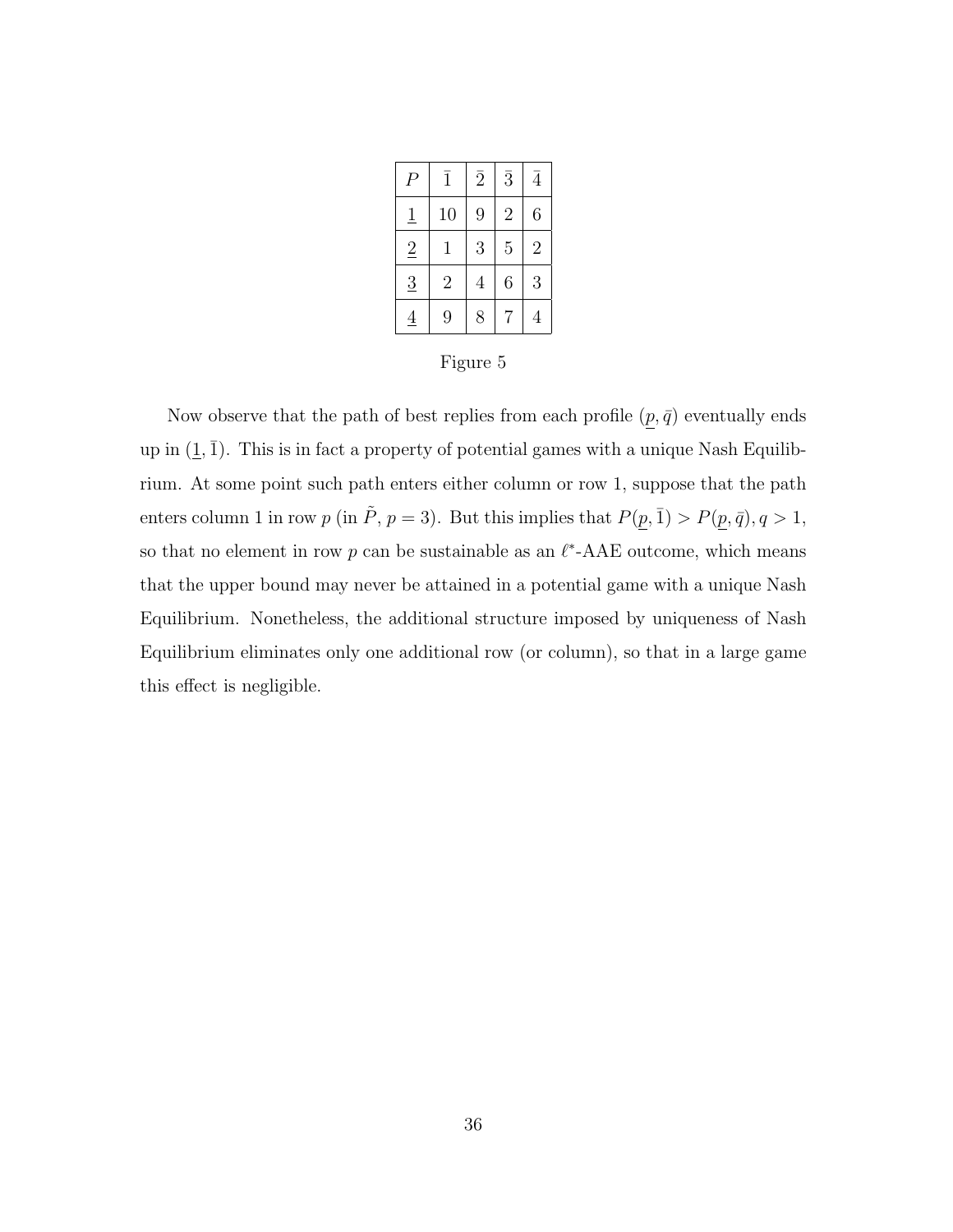| $P$ | $\bar{1}$ | $\bar{2}$ | $\bar{3}$ | $\bar{4}$ |
|---|---|---|---|---|
| $\underline{1}$ | 10 | 9 | 2 | 6 |
| $\underline{2}$ | 1 | 3 | 5 | 2 |
| $\underline{3}$ | 2 | 4 | 6 | 3 |
| $\underline{4}$ | 9 | 8 | 7 | 4 |

Figure 5

Now observe that the path of best replies from each profile $(\underline{p}, \bar{q})$ eventually ends up in $(\underline{1}, \bar{1})$. This is in fact a property of potential games with a unique Nash Equilibrium. At some point such path enters either column or row 1, suppose that the path enters column 1 in row $p$ (in $\tilde{P}$, $p = 3$). But this implies that $P(\underline{p}, \bar{1}) > P(\underline{p}, \bar{q}), q > 1$, so that no element in row $p$ can be sustainable as an $\ell^*$-AAE outcome, which means that the upper bound may never be attained in a potential game with a unique Nash Equilibrium. Nonetheless, the additional structure imposed by uniqueness of Nash Equilibrium eliminates only one additional row (or column), so that in a large game this effect is negligible.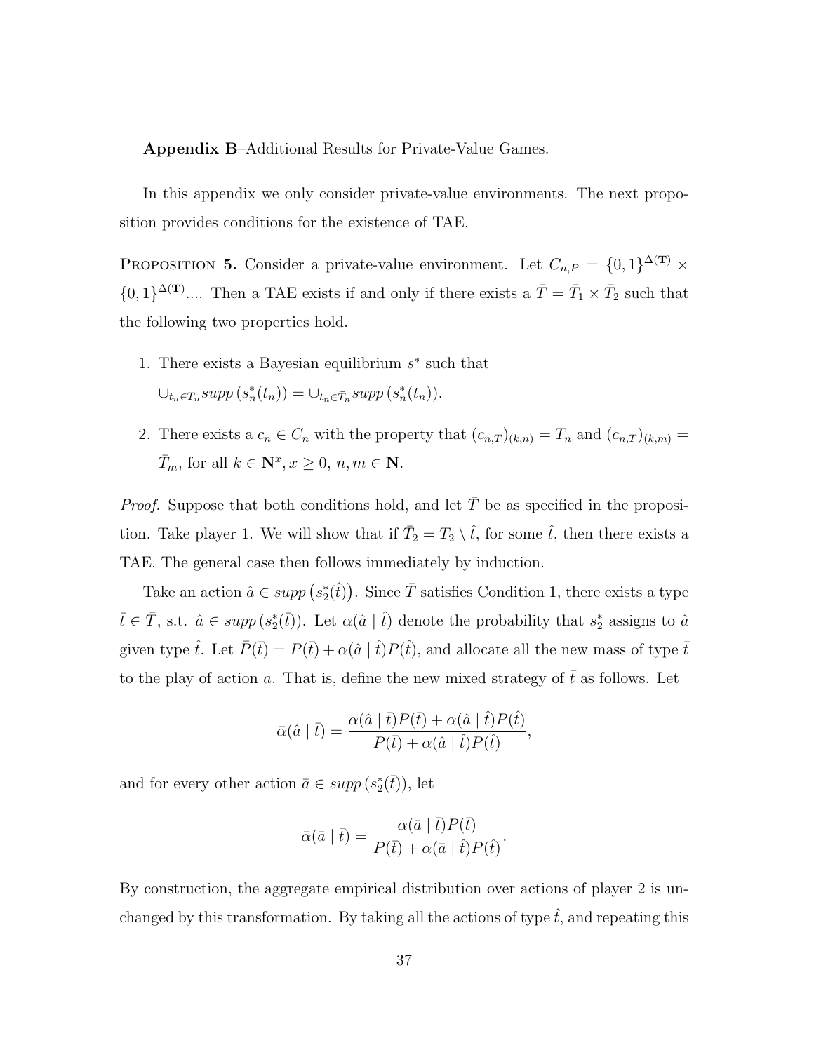**Appendix B**–Additional Results for Private-Value Games.

In this appendix we only consider private-value environments. The next proposition provides conditions for the existence of TAE.

PROPOSITION **5.** Consider a private-value environment. Let $C_{n,P} = \{0,1\}^{\Delta(\mathbf{T})} \times \{0,1\}^{\Delta(\mathbf{T})}$.... Then a TAE exists if and only if there exists a $\bar{T} = \bar{T}_1 \times \bar{T}_2$ such that the following two properties hold.

1. There exists a Bayesian equilibrium $s^*$ such that $\cup_{t_n \in T_n} supp\left(s_n^*(t_n)\right) = \cup_{t_n \in \bar{T}_n} supp\left(s_n^*(t_n)\right)$.
2. There exists a $c_n \in C_n$ with the property that $(c_{n,T})_{(k,n)} = T_n$ and $(c_{n,T})_{(k,m)} = \bar{T}_m$, for all $k \in \mathbf{N}^x, x \geq 0$, $n, m \in \mathbf{N}$.

*Proof.* Suppose that both conditions hold, and let $\bar{T}$ be as specified in the proposition. Take player 1. We will show that if $\bar{T}_2 = T_2 \setminus \hat{t}$, for some $\hat{t}$, then there exists a TAE. The general case then follows immediately by induction.

Take an action $\hat{a} \in supp\left(s_2^*(\hat{t})\right)$. Since $\bar{T}$ satisfies Condition 1, there exists a type $\bar{t} \in \bar{T}$, s.t. $\hat{a} \in supp\left(s_2^*(\bar{t})\right)$. Let $\alpha(\hat{a} \mid \hat{t})$ denote the probability that $s_2^*$ assigns to $\hat{a}$ given type $\hat{t}$. Let $\bar{P}(\bar{t}) = P(\bar{t}) + \alpha(\hat{a} \mid \hat{t})P(\hat{t})$, and allocate all the new mass of type $\bar{t}$ to the play of action $a$. That is, define the new mixed strategy of $\bar{t}$ as follows. Let

$$\bar{\alpha}(\hat{a} \mid \bar{t}) = \frac{\alpha(\hat{a} \mid \bar{t})P(\bar{t}) + \alpha(\hat{a} \mid \hat{t})P(\hat{t})}{P(\bar{t}) + \alpha(\hat{a} \mid \hat{t})P(\hat{t})},$$

and for every other action $\bar{a} \in supp\left(s_2^*(\bar{t})\right)$, let

$$\bar{\alpha}(\bar{a} \mid \bar{t}) = \frac{\alpha(\bar{a} \mid \bar{t})P(\bar{t})}{P(\bar{t}) + \alpha(\bar{a} \mid \hat{t})P(\hat{t})}.$$

By construction, the aggregate empirical distribution over actions of player 2 is unchanged by this transformation. By taking all the actions of type $\hat{t}$, and repeating this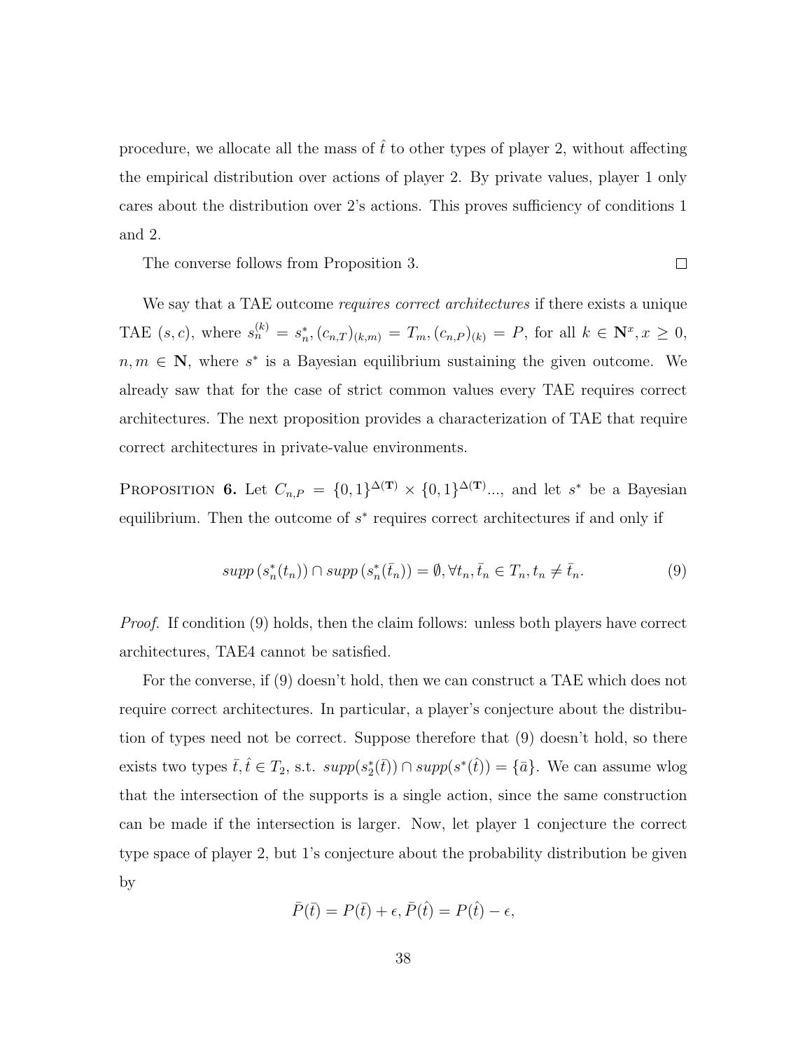procedure, we allocate all the mass of $\hat{t}$ to other types of player 2, without affecting the empirical distribution over actions of player 2. By private values, player 1 only cares about the distribution over 2's actions. This proves sufficiency of conditions 1 and 2.

The converse follows from Proposition 3. $\square$

We say that a TAE outcome *requires correct architectures* if there exists a unique TAE $(s, c)$, where $s_n^{(k)} = s_n^*, (c_{n,T})_{(k,m)} = T_m, (c_{n,P})_{(k)} = P$, for all $k \in \mathbf{N}^x, x \geq 0$, $n, m \in \mathbf{N}$, where $s^*$ is a Bayesian equilibrium sustaining the given outcome. We already saw that for the case of strict common values every TAE requires correct architectures. The next proposition provides a characterization of TAE that require correct architectures in private-value environments.

Proposition **6.** Let $C_{n,P} = \{0,1\}^{\Delta(\mathbf{T})} \times \{0,1\}^{\Delta(\mathbf{T})}...$, and let $s^*$ be a Bayesian equilibrium. Then the outcome of $s^*$ requires correct architectures if and only if

$$supp\left(s_n^*(t_n)\right) \cap supp\left(s_n^*(\bar{t}_n)\right) = \emptyset, \forall t_n, \bar{t}_n \in T_n, t_n \neq \bar{t}_n. \tag{9}$$

*Proof.* If condition (9) holds, then the claim follows: unless both players have correct architectures, TAE4 cannot be satisfied.

For the converse, if (9) doesn't hold, then we can construct a TAE which does not require correct architectures. In particular, a player's conjecture about the distribution of types need not be correct. Suppose therefore that (9) doesn't hold, so there exists two types $\bar{t}, \hat{t} \in T_2$, s.t. $supp(s_2^*(\bar{t})) \cap supp(s^*(\hat{t})) = \{\bar{a}\}$. We can assume wlog that the intersection of the supports is a single action, since the same construction can be made if the intersection is larger. Now, let player 1 conjecture the correct type space of player 2, but 1's conjecture about the probability distribution be given by

$$\bar{P}(\bar{t}) = P(\bar{t}) + \epsilon, \bar{P}(\hat{t}) = P(\hat{t}) - \epsilon,$$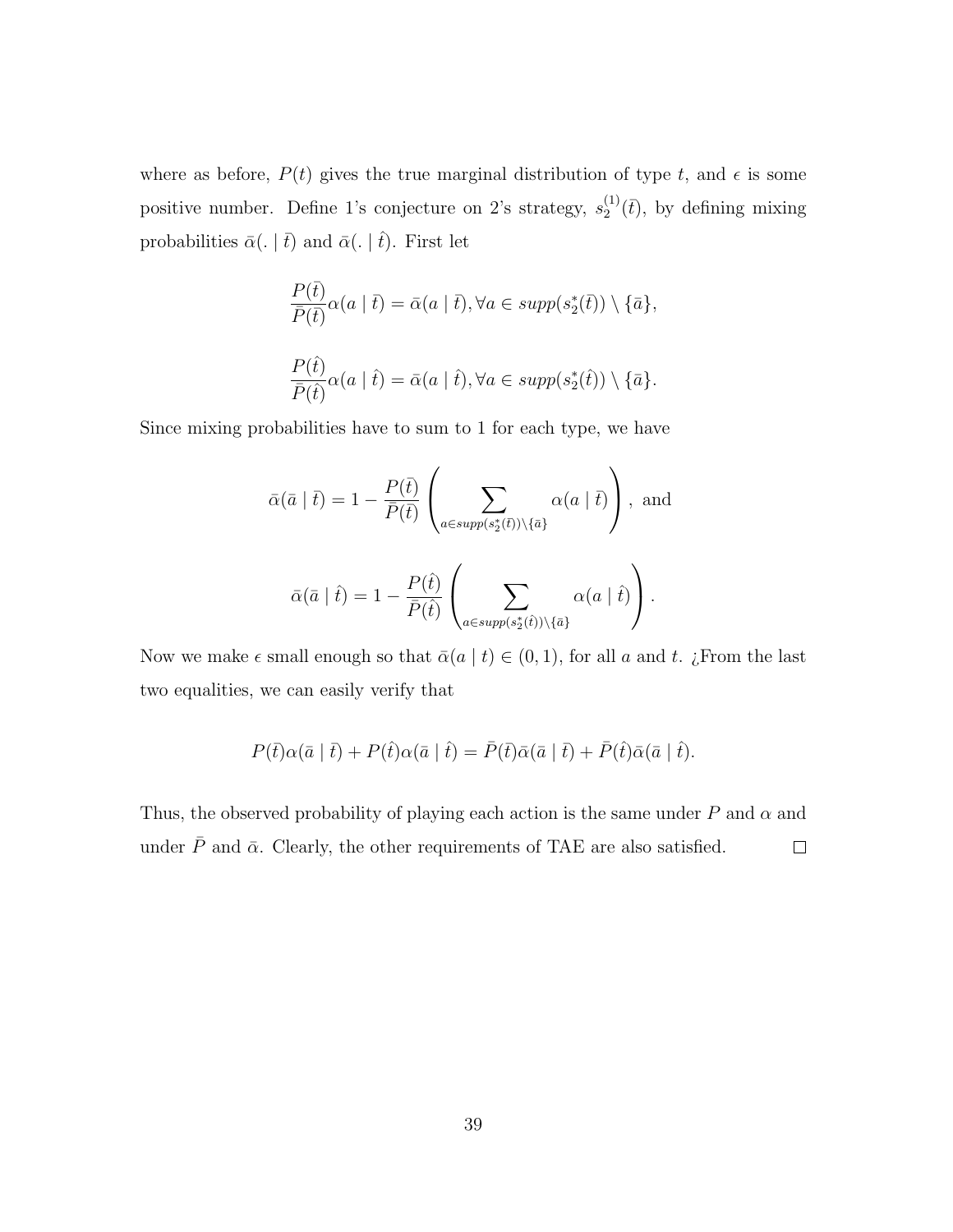where as before, $P(t)$ gives the true marginal distribution of type $t$, and $\epsilon$ is some positive number. Define 1's conjecture on 2's strategy, $s_2^{(1)}(\bar{t})$, by defining mixing probabilities $\bar{\alpha}(. \mid \bar{t})$ and $\bar{\alpha}(. \mid \hat{t})$. First let

$$\frac{P(\bar{t})}{\bar{P}(\bar{t})}\alpha(a \mid \bar{t}) = \bar{\alpha}(a \mid \bar{t}), \forall a \in supp(s_2^*(\bar{t})) \setminus \{\bar{a}\},$$

$$\frac{P(\hat{t})}{\bar{P}(\hat{t})}\alpha(a \mid \hat{t}) = \bar{\alpha}(a \mid \hat{t}), \forall a \in supp(s_2^*(\hat{t})) \setminus \{\bar{a}\}.$$

Since mixing probabilities have to sum to 1 for each type, we have

$$\bar{\alpha}(\bar{a} \mid \bar{t}) = 1 - \frac{P(\bar{t})}{\bar{P}(\bar{t})}\left(\sum_{a \in supp(s_2^*(\bar{t}))\setminus\{\bar{a}\}} \alpha(a \mid \bar{t})\right), \text{ and}$$

$$\bar{\alpha}(\bar{a} \mid \hat{t}) = 1 - \frac{P(\hat{t})}{\bar{P}(\hat{t})}\left(\sum_{a \in supp(s_2^*(\hat{t}))\setminus\{\bar{a}\}} \alpha(a \mid \hat{t})\right).$$

Now we make $\epsilon$ small enough so that $\bar{\alpha}(a \mid t) \in (0, 1)$, for all $a$ and $t$. ¿From the last two equalities, we can easily verify that

$$P(\bar{t})\alpha(\bar{a} \mid \bar{t}) + P(\hat{t})\alpha(\bar{a} \mid \hat{t}) = \bar{P}(\bar{t})\bar{\alpha}(\bar{a} \mid \bar{t}) + \bar{P}(\hat{t})\bar{\alpha}(\bar{a} \mid \hat{t}).$$

Thus, the observed probability of playing each action is the same under $P$ and $\alpha$ and under $\bar{P}$ and $\bar{\alpha}$. Clearly, the other requirements of TAE are also satisfied. □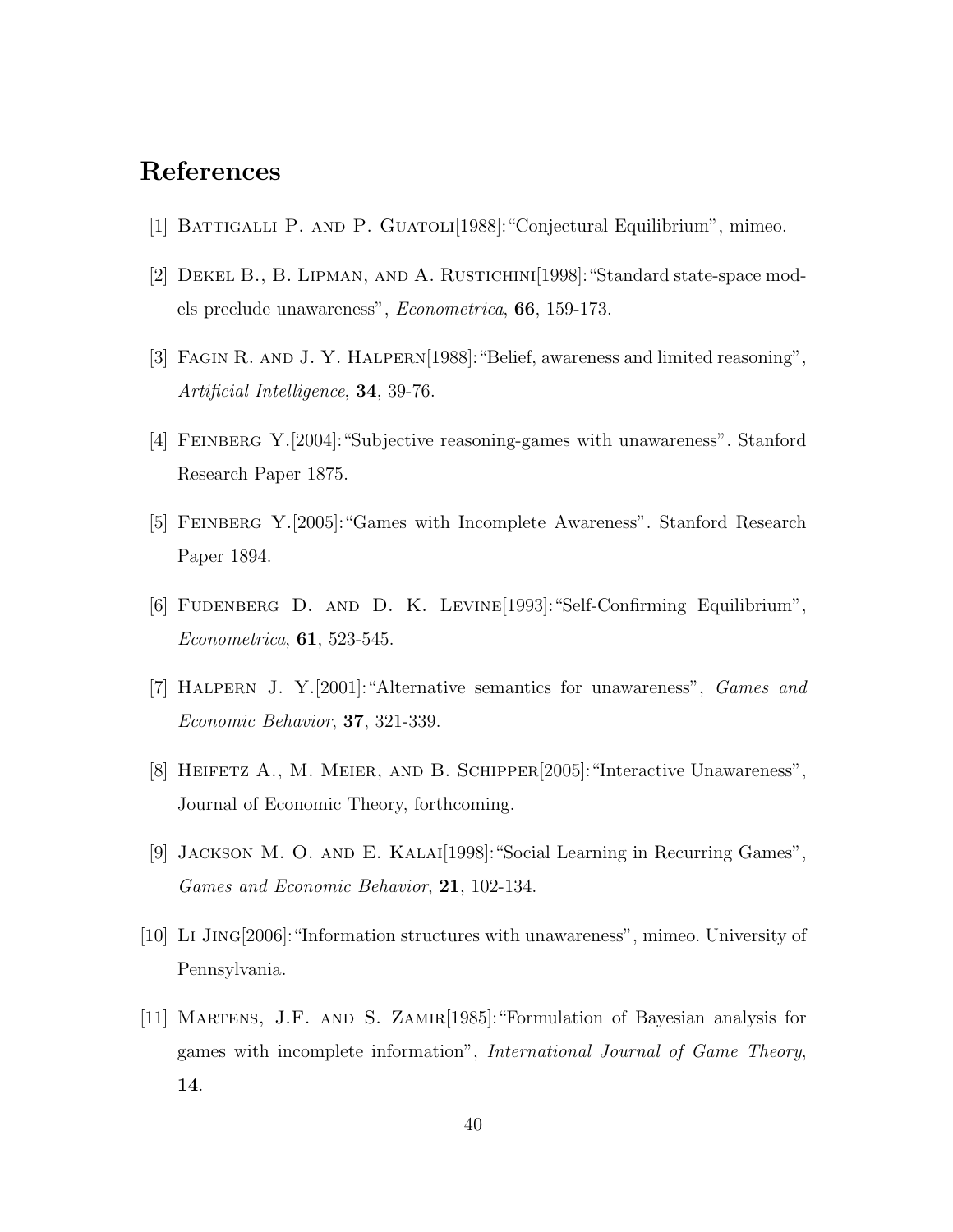## References

[1] Battigalli P. and P. Guatoli[1988]:"Conjectural Equilibrium", mimeo.

[2] Dekel B., B. Lipman, and A. Rustichini[1998]:"Standard state-space models preclude unawareness", *Econometrica*, **66**, 159-173.

[3] Fagin R. and J. Y. Halpern[1988]:"Belief, awareness and limited reasoning", *Artificial Intelligence*, **34**, 39-76.

[4] Feinberg Y.[2004]:"Subjective reasoning-games with unawareness". Stanford Research Paper 1875.

[5] Feinberg Y.[2005]:"Games with Incomplete Awareness". Stanford Research Paper 1894.

[6] Fudenberg D. and D. K. Levine[1993]:"Self-Confirming Equilibrium", *Econometrica*, **61**, 523-545.

[7] Halpern J. Y.[2001]:"Alternative semantics for unawareness", *Games and Economic Behavior*, **37**, 321-339.

[8] Heifetz A., M. Meier, and B. Schipper[2005]:"Interactive Unawareness", Journal of Economic Theory, forthcoming.

[9] Jackson M. O. and E. Kalai[1998]:"Social Learning in Recurring Games", *Games and Economic Behavior*, **21**, 102-134.

[10] Li Jing[2006]:"Information structures with unawareness", mimeo. University of Pennsylvania.

[11] Martens, J.F. and S. Zamir[1985]:"Formulation of Bayesian analysis for games with incomplete information", *International Journal of Game Theory*, **14**.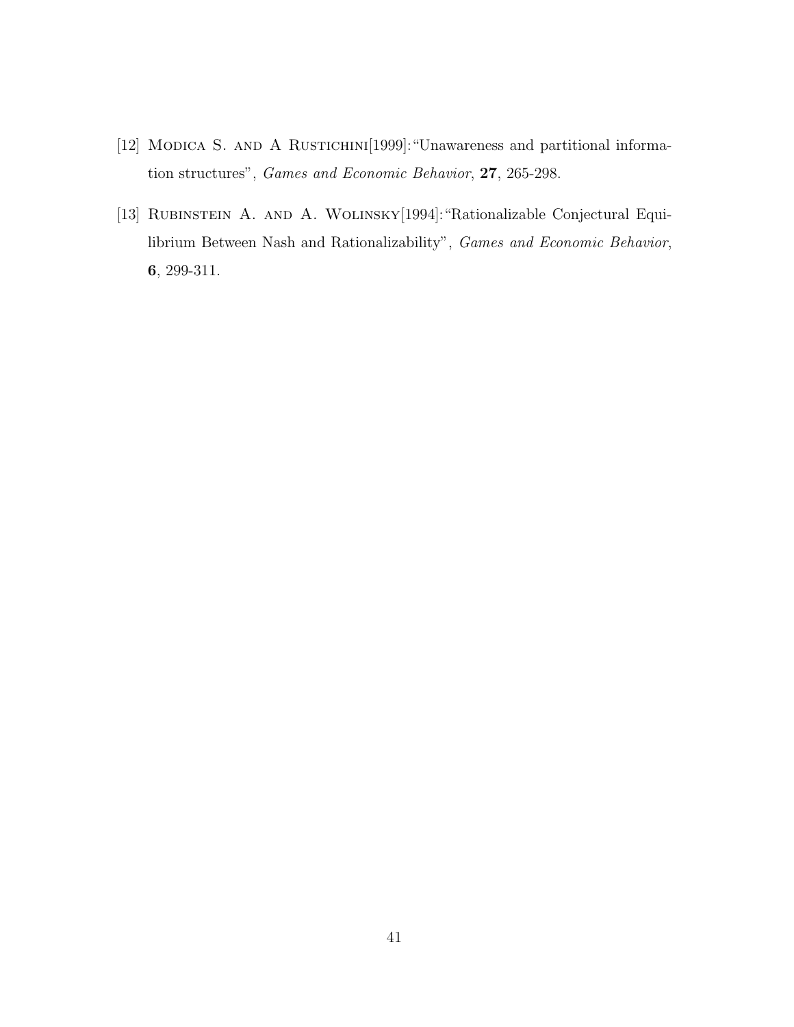[12] Modica S. and A Rustichini[1999]: "Unawareness and partitional information structures", *Games and Economic Behavior*, **27**, 265-298.

[13] Rubinstein A. and A. Wolinsky[1994]: "Rationalizable Conjectural Equilibrium Between Nash and Rationalizability", *Games and Economic Behavior*, **6**, 299-311.